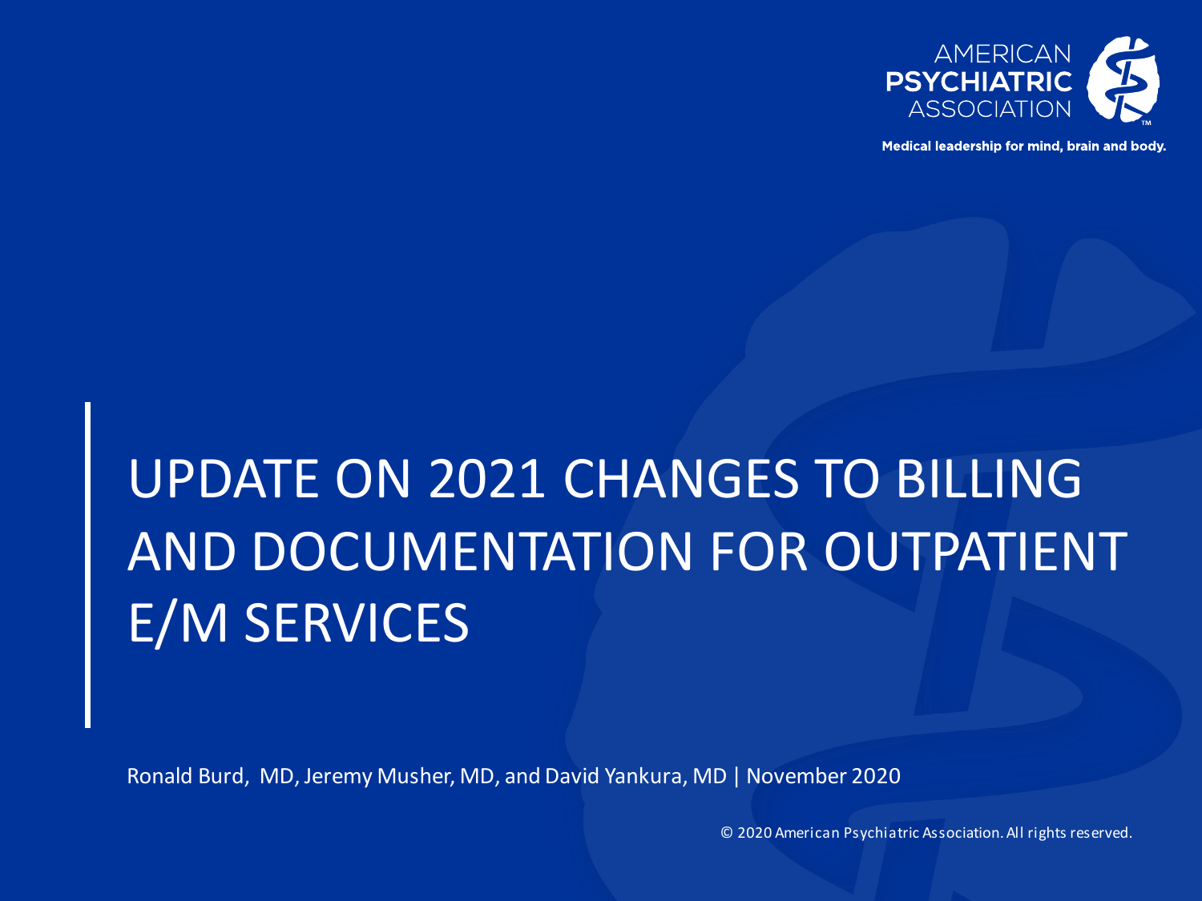AMERICAN **PSYCHIATRIC** ASSOCIATION

**Medical leadership for mind, brain and body.**

# UPDATE ON 2021 CHANGES TO BILLING AND DOCUMENTATION FOR OUTPATIENT E/M SERVICES

Ronald Burd, MD, Jeremy Musher, MD, and David Yankura, MD | November 2020

© 2020 American Psychiatric Association. All rights reserved.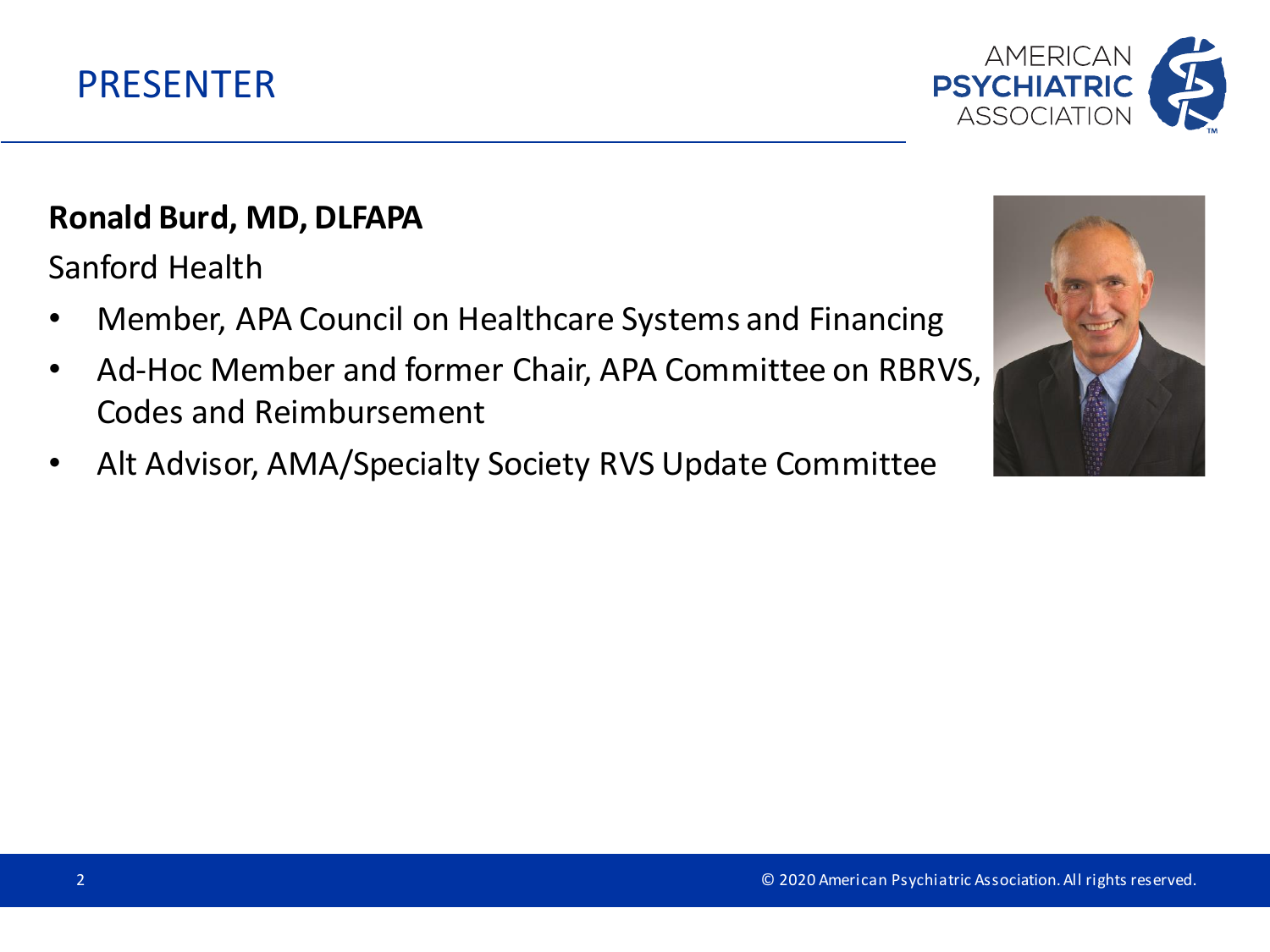# PRESENTER

**Ronald Burd, MD, DLFAPA**

Sanford Health

- Member, APA Council on Healthcare Systems and Financing
- Ad-Hoc Member and former Chair, APA Committee on RBRVS, Codes and Reimbursement
- Alt Advisor, AMA/Specialty Society RVS Update Committee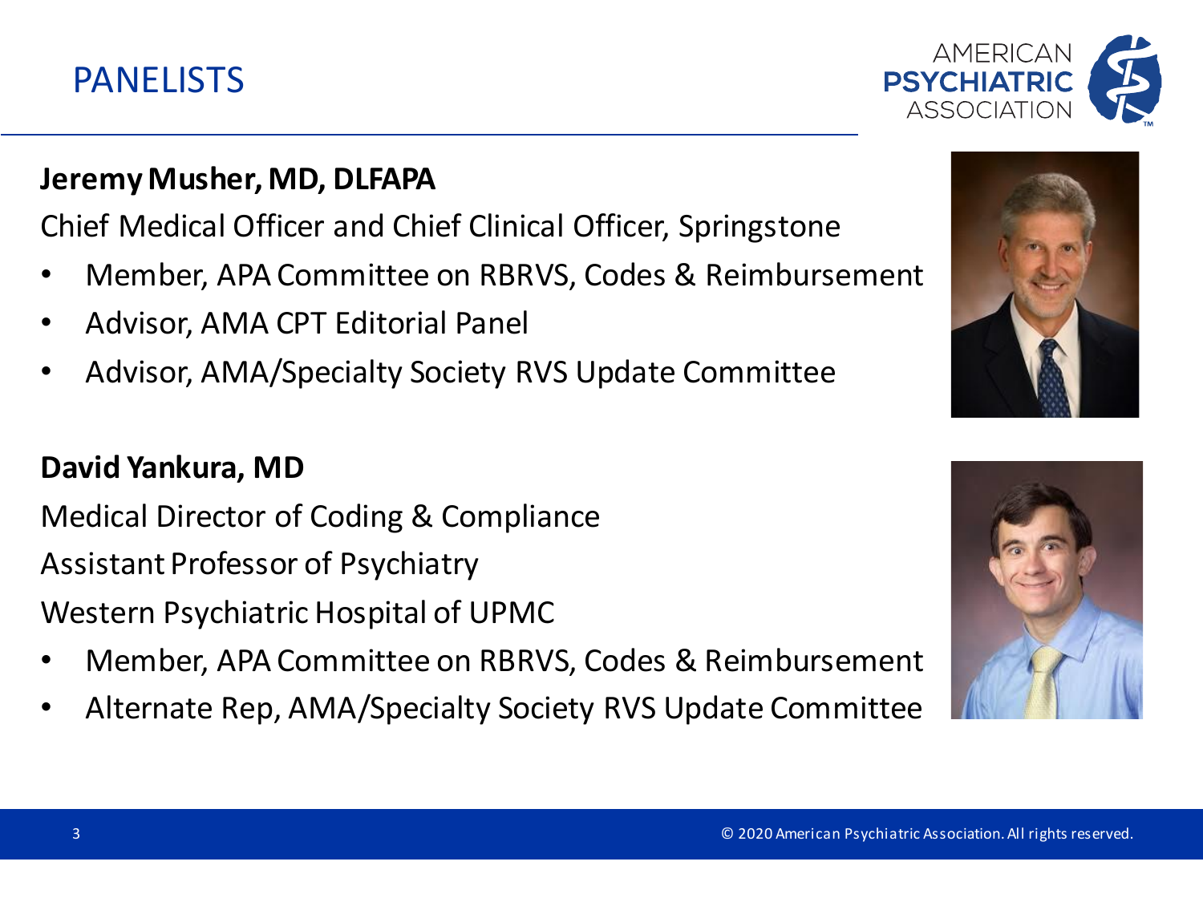# PANELISTS

**Jeremy Musher, MD, DLFAPA**

Chief Medical Officer and Chief Clinical Officer, Springstone

- Member, APA Committee on RBRVS, Codes & Reimbursement
- Advisor, AMA CPT Editorial Panel
- Advisor, AMA/Specialty Society RVS Update Committee

**David Yankura, MD**

Medical Director of Coding & Compliance

Assistant Professor of Psychiatry

Western Psychiatric Hospital of UPMC

- Member, APA Committee on RBRVS, Codes & Reimbursement
- Alternate Rep, AMA/Specialty Society RVS Update Committee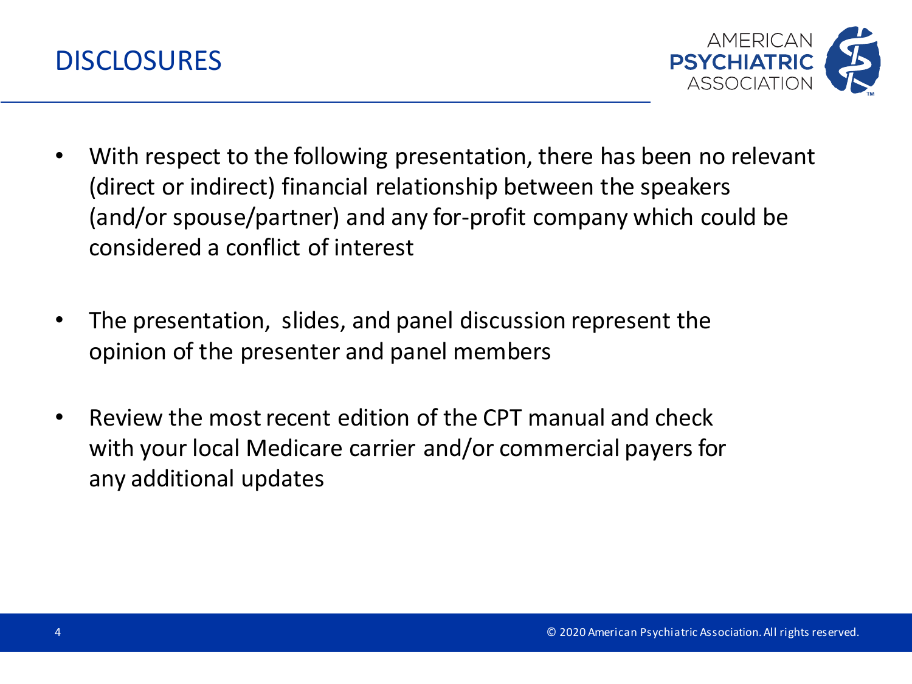# DISCLOSURES

- With respect to the following presentation, there has been no relevant (direct or indirect) financial relationship between the speakers (and/or spouse/partner) and any for-profit company which could be considered a conflict of interest

- The presentation, slides, and panel discussion represent the opinion of the presenter and panel members

- Review the most recent edition of the CPT manual and check with your local Medicare carrier and/or commercial payers for any additional updates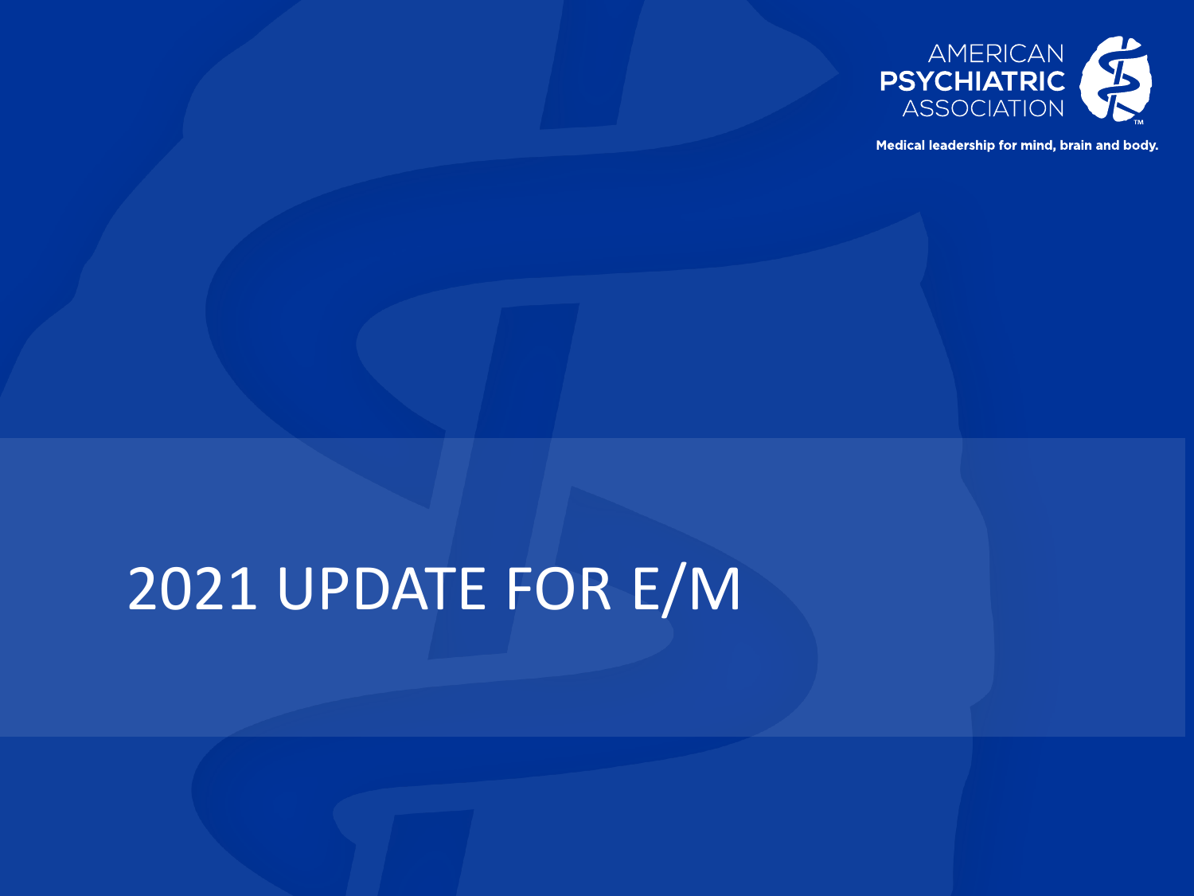AMERICAN PSYCHIATRIC ASSOCIATION

Medical leadership for mind, brain and body.

# 2021 UPDATE FOR E/M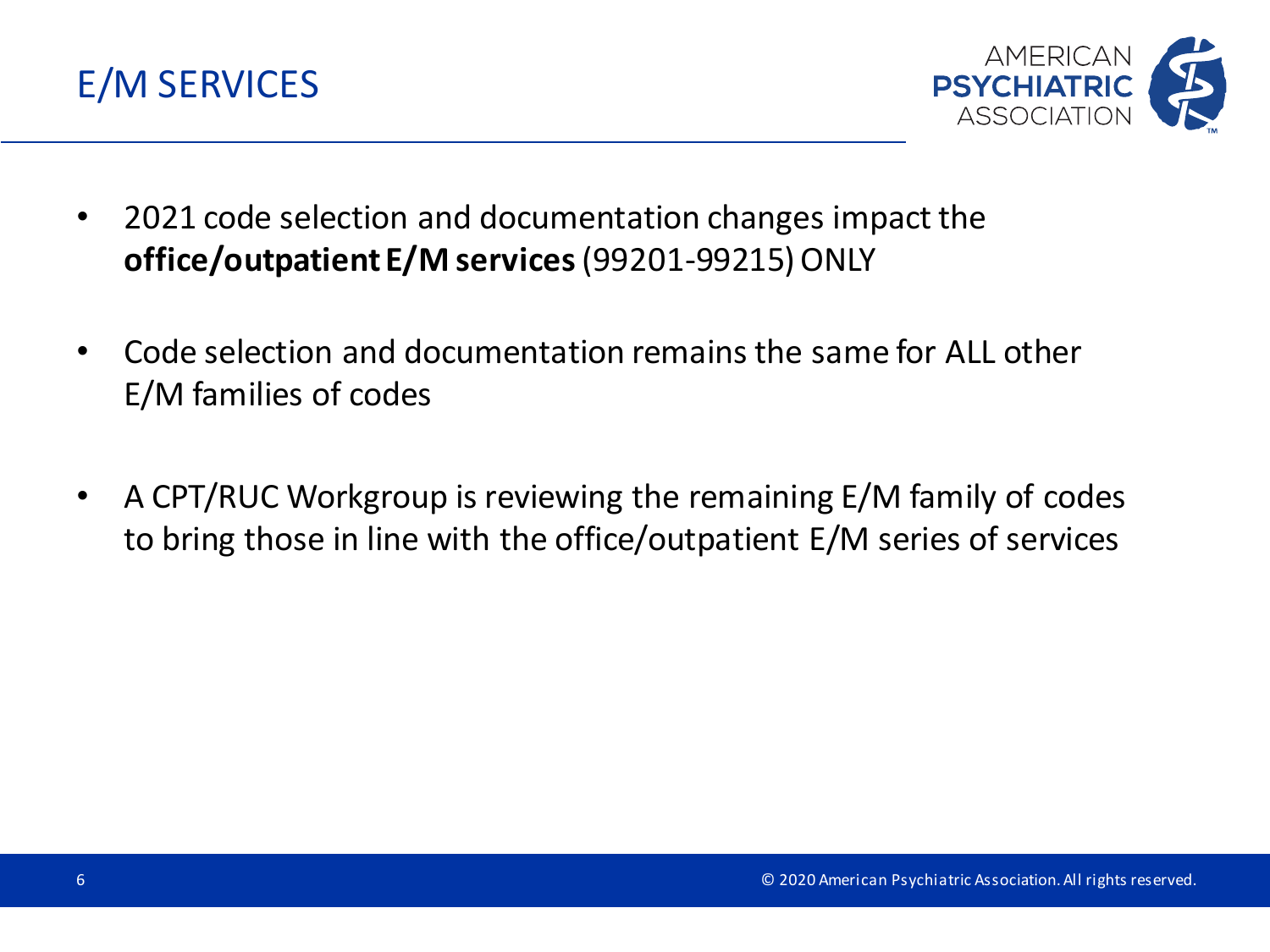# E/M SERVICES

- 2021 code selection and documentation changes impact the **office/outpatient E/M services** (99201-99215) ONLY
- Code selection and documentation remains the same for ALL other E/M families of codes
- A CPT/RUC Workgroup is reviewing the remaining E/M family of codes to bring those in line with the office/outpatient E/M series of services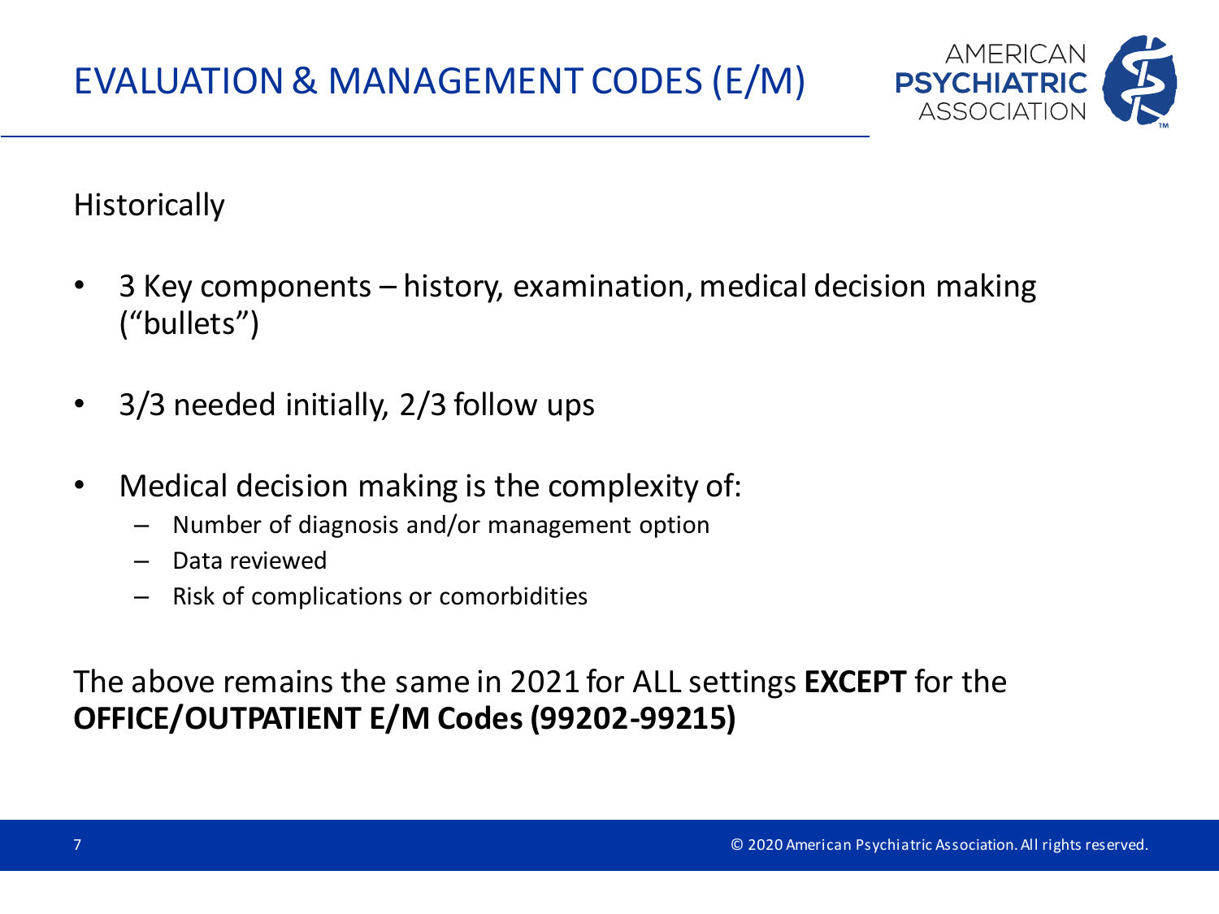# EVALUATION & MANAGEMENT CODES (E/M)

Historically

- 3 Key components – history, examination, medical decision making ("bullets")
- 3/3 needed initially, 2/3 follow ups
- Medical decision making is the complexity of:
  - Number of diagnosis and/or management option
  - Data reviewed
  - Risk of complications or comorbidities

The above remains the same in 2021 for ALL settings **EXCEPT** for the **OFFICE/OUTPATIENT E/M Codes (99202-99215)**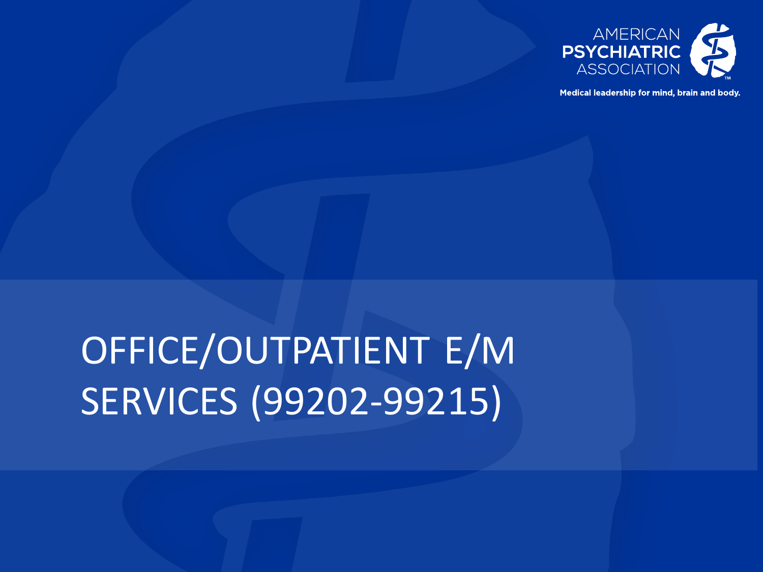# OFFICE/OUTPATIENT E/M SERVICES (99202-99215)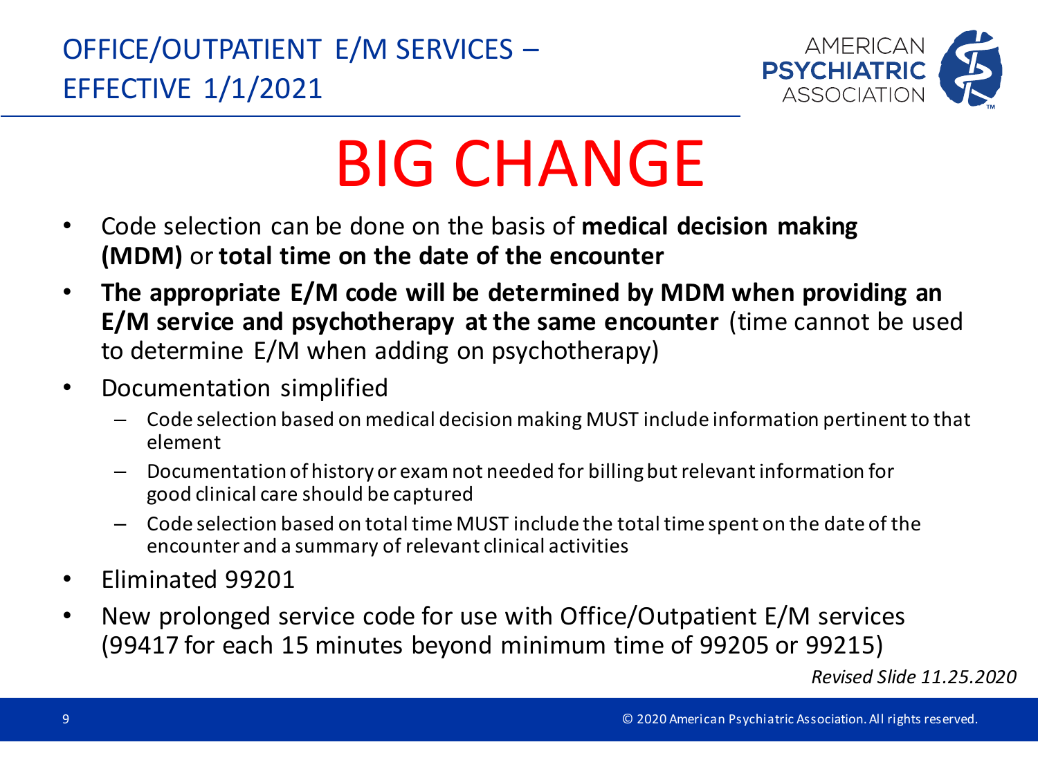## OFFICE/OUTPATIENT E/M SERVICES – EFFECTIVE 1/1/2021

# BIG CHANGE

- Code selection can be done on the basis of **medical decision making (MDM)** or **total time on the date of the encounter**
- **The appropriate E/M code will be determined by MDM when providing an E/M service and psychotherapy at the same encounter** (time cannot be used to determine E/M when adding on psychotherapy)
- Documentation simplified
  - Code selection based on medical decision making MUST include information pertinent to that element
  - Documentation of history or exam not needed for billing but relevant information for good clinical care should be captured
  - Code selection based on total time MUST include the total time spent on the date of the encounter and a summary of relevant clinical activities
- Eliminated 99201
- New prolonged service code for use with Office/Outpatient E/M services (99417 for each 15 minutes beyond minimum time of 99205 or 99215)

*Revised Slide 11.25.2020*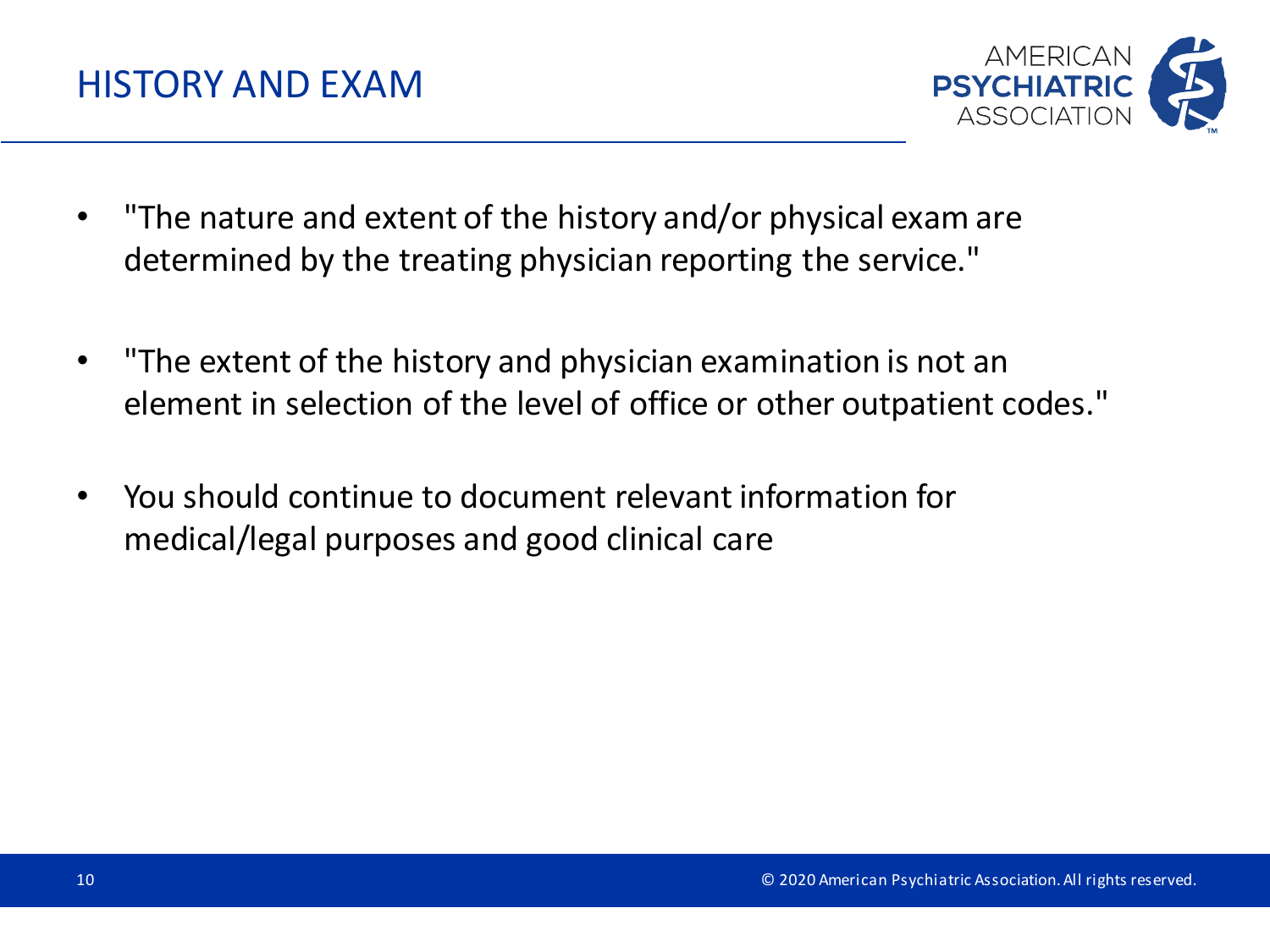# HISTORY AND EXAM

- "The nature and extent of the history and/or physical exam are determined by the treating physician reporting the service."
- "The extent of the history and physician examination is not an element in selection of the level of office or other outpatient codes."
- You should continue to document relevant information for medical/legal purposes and good clinical care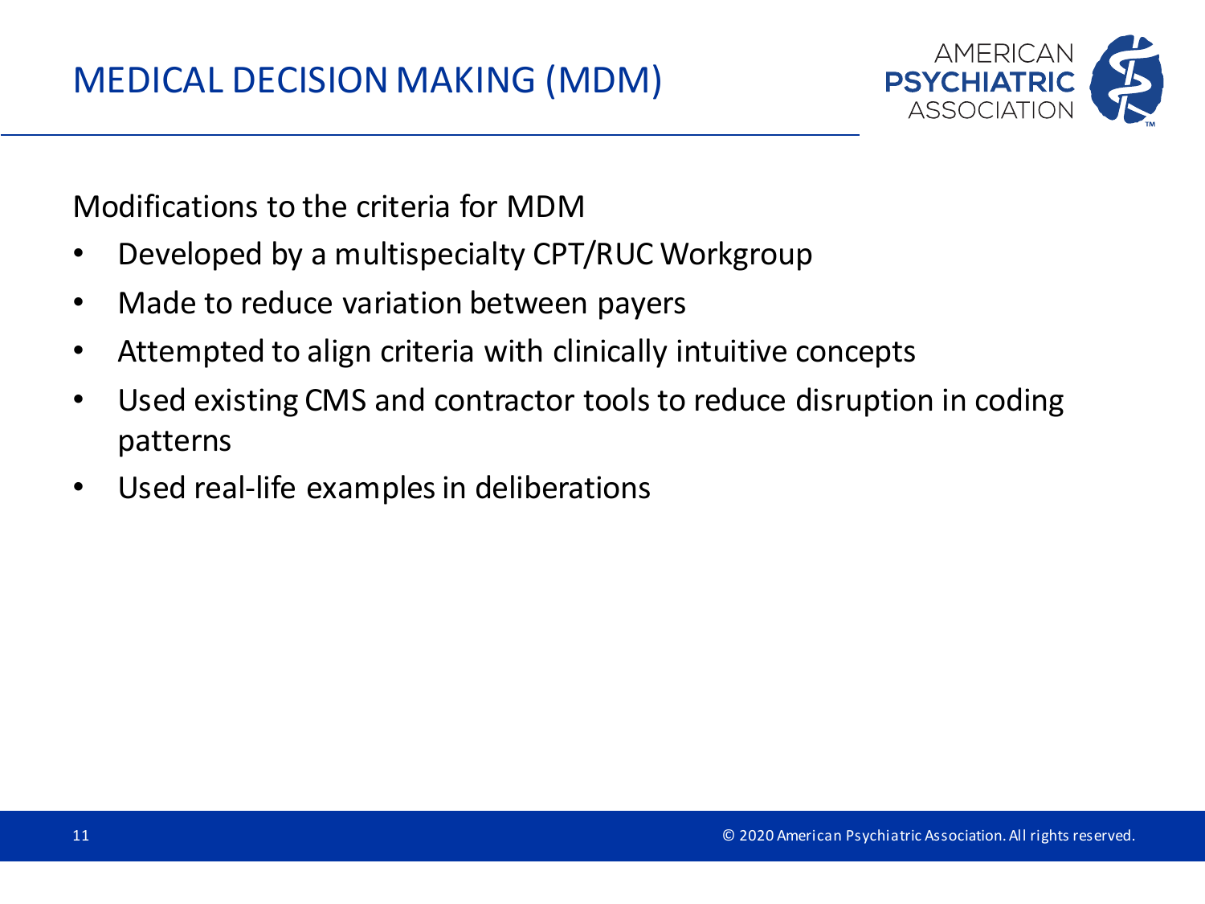# MEDICAL DECISION MAKING (MDM)

Modifications to the criteria for MDM

- Developed by a multispecialty CPT/RUC Workgroup
- Made to reduce variation between payers
- Attempted to align criteria with clinically intuitive concepts
- Used existing CMS and contractor tools to reduce disruption in coding patterns
- Used real-life examples in deliberations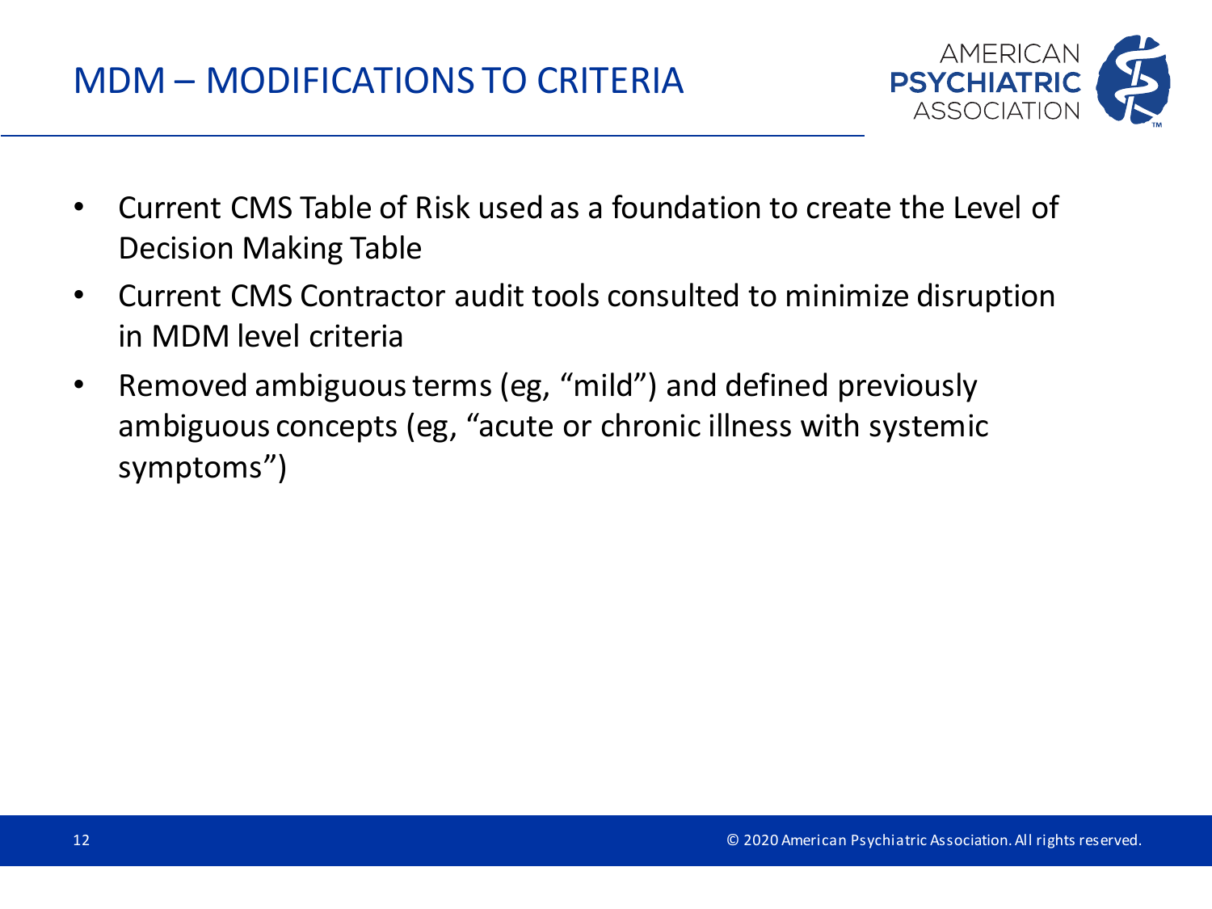# MDM – MODIFICATIONS TO CRITERIA

- Current CMS Table of Risk used as a foundation to create the Level of Decision Making Table
- Current CMS Contractor audit tools consulted to minimize disruption in MDM level criteria
- Removed ambiguous terms (eg, "mild") and defined previously ambiguous concepts (eg, "acute or chronic illness with systemic symptoms")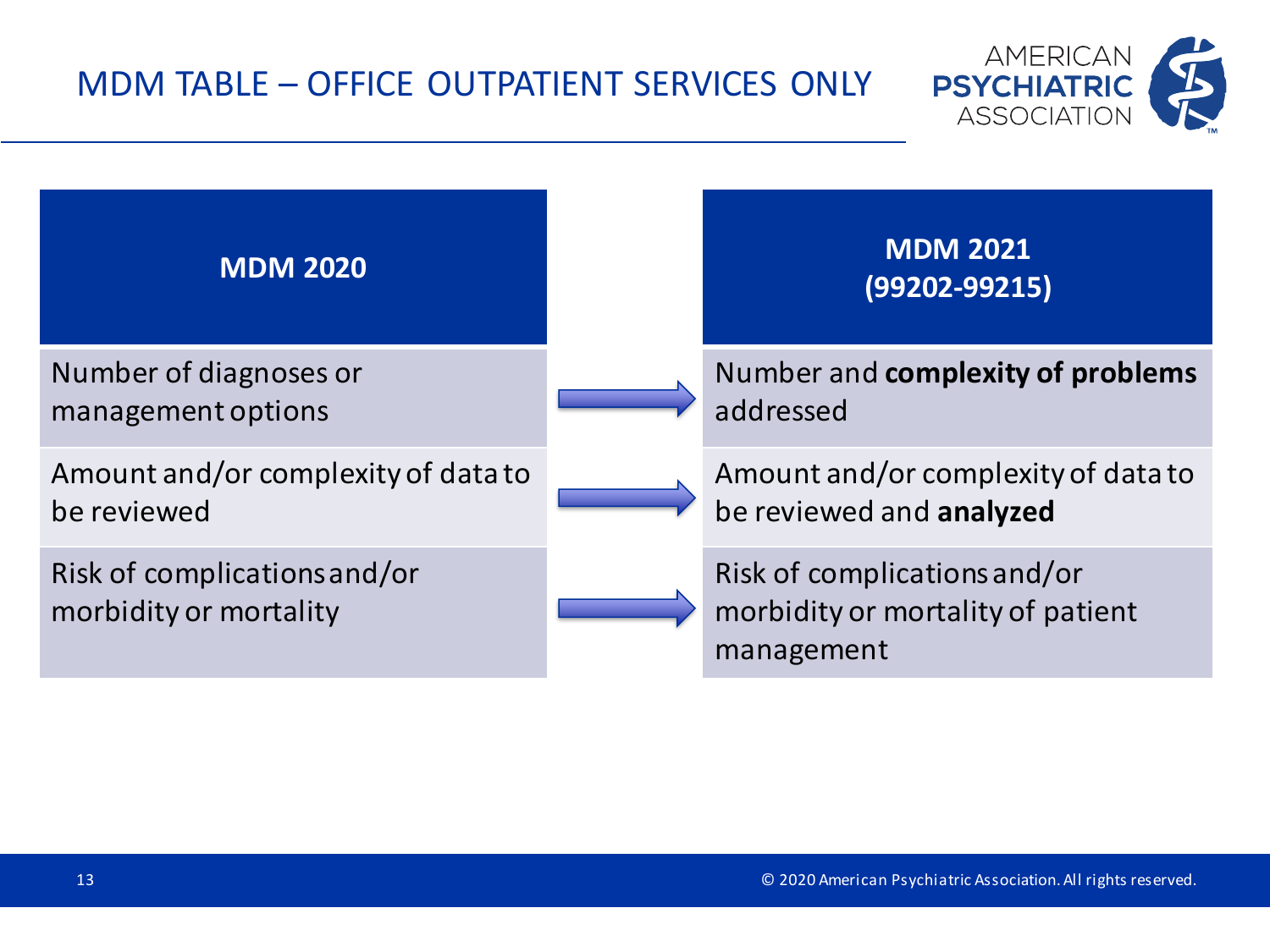# MDM TABLE – OFFICE OUTPATIENT SERVICES ONLY

| MDM 2020 | MDM 2021 (99202-99215) |
| --- | --- |
| Number of diagnoses or management options | Number and **complexity of problems** addressed |
| Amount and/or complexity of data to be reviewed | Amount and/or complexity of data to be reviewed and **analyzed** |
| Risk of complications and/or morbidity or mortality | Risk of complications and/or morbidity or mortality of patient management |

© 2020 American Psychiatric Association. All rights reserved.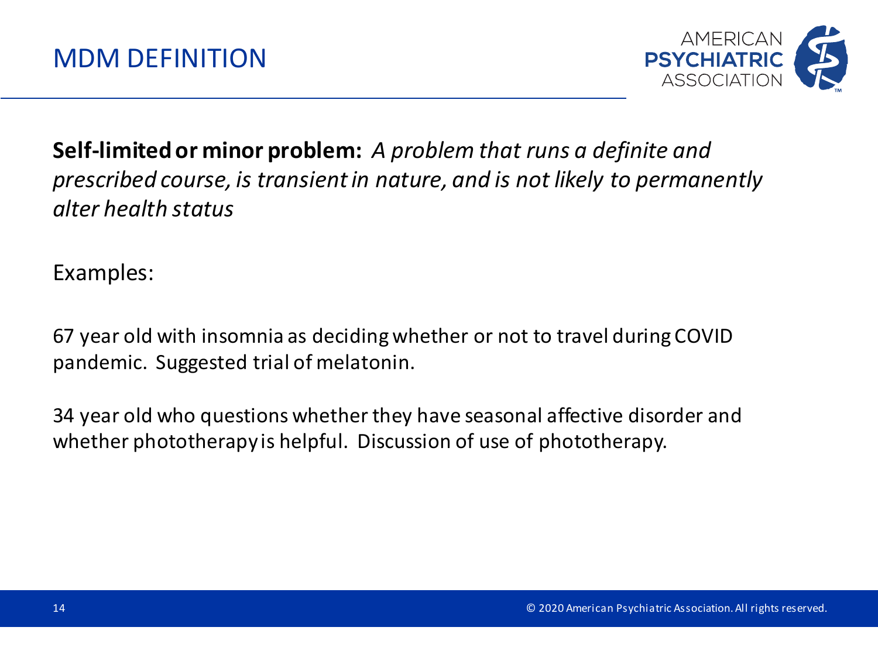# MDM DEFINITION

**Self-limited or minor problem:** *A problem that runs a definite and prescribed course, is transient in nature, and is not likely to permanently alter health status*

Examples:

67 year old with insomnia as deciding whether or not to travel during COVID pandemic. Suggested trial of melatonin.

34 year old who questions whether they have seasonal affective disorder and whether phototherapy is helpful. Discussion of use of phototherapy.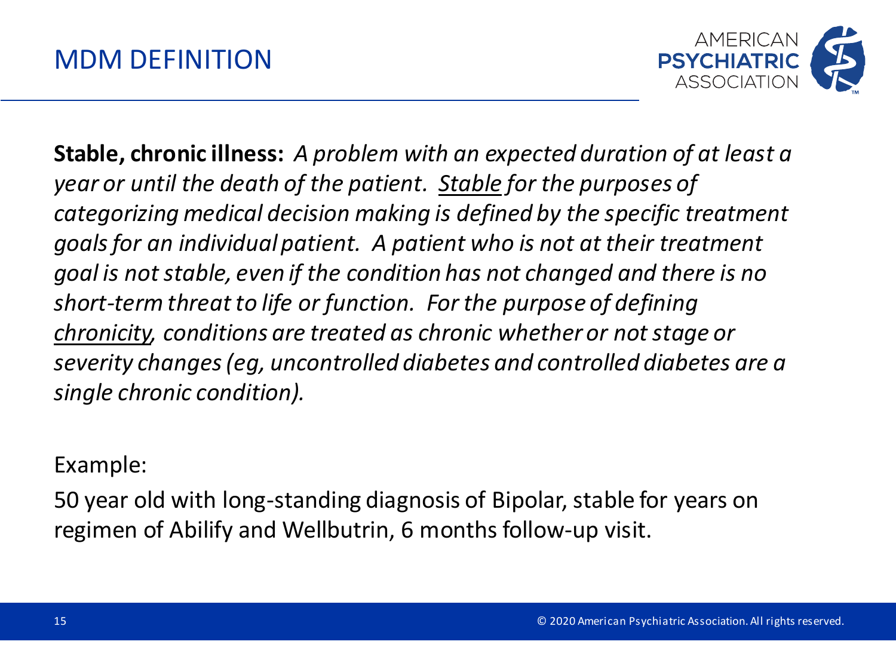# MDM DEFINITION

**Stable, chronic illness:** *A problem with an expected duration of at least a year or until the death of the patient. <u>Stable</u> for the purposes of categorizing medical decision making is defined by the specific treatment goals for an individual patient. A patient who is not at their treatment goal is not stable, even if the condition has not changed and there is no short-term threat to life or function. For the purpose of defining <u>chronicity</u>, conditions are treated as chronic whether or not stage or severity changes (eg, uncontrolled diabetes and controlled diabetes are a single chronic condition).*

Example:

50 year old with long-standing diagnosis of Bipolar, stable for years on regimen of Abilify and Wellbutrin, 6 months follow-up visit.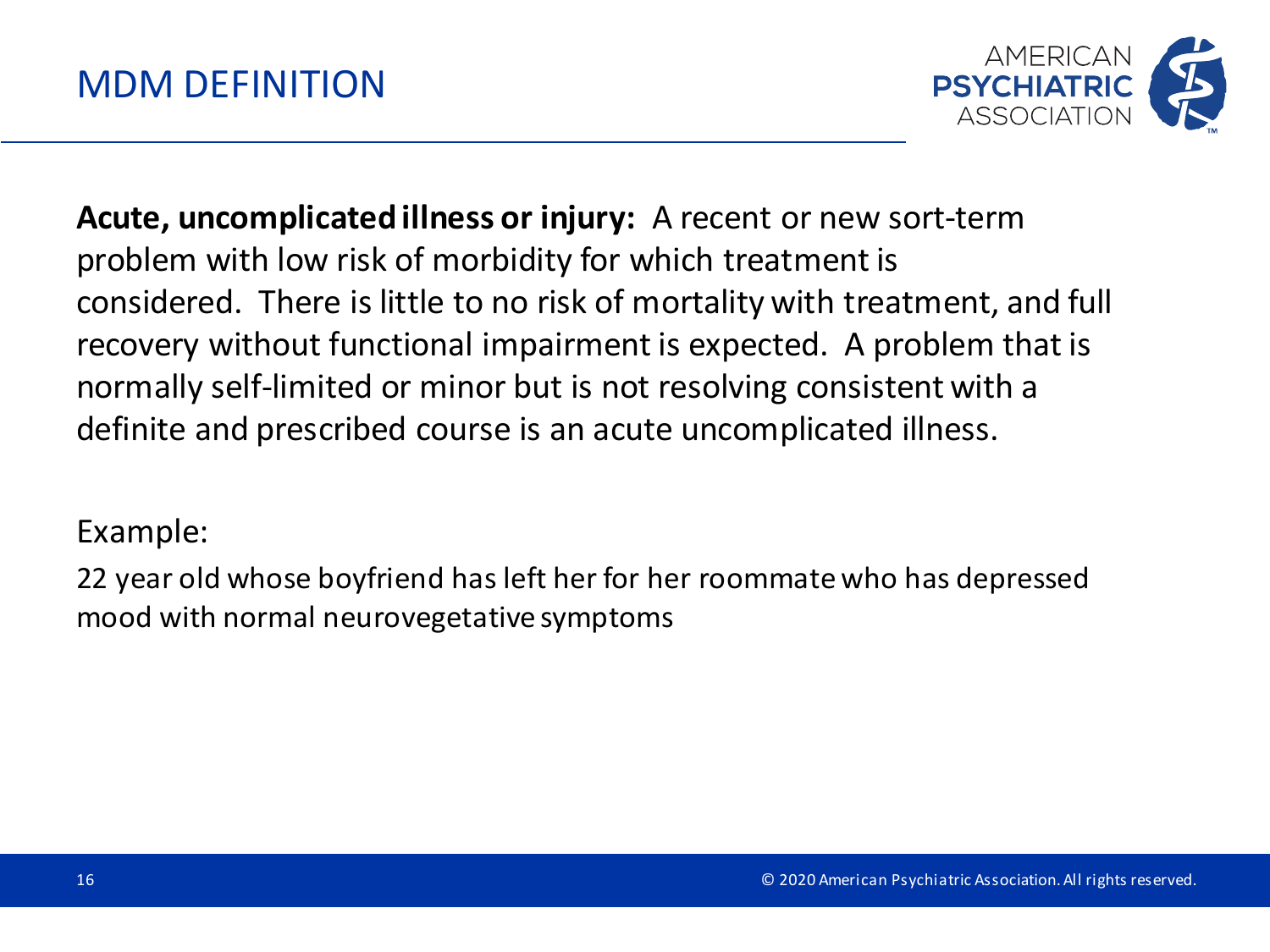# MDM DEFINITION

**Acute, uncomplicated illness or injury:** A recent or new sort-term problem with low risk of morbidity for which treatment is considered. There is little to no risk of mortality with treatment, and full recovery without functional impairment is expected. A problem that is normally self-limited or minor but is not resolving consistent with a definite and prescribed course is an acute uncomplicated illness.

Example:

22 year old whose boyfriend has left her for her roommate who has depressed mood with normal neurovegetative symptoms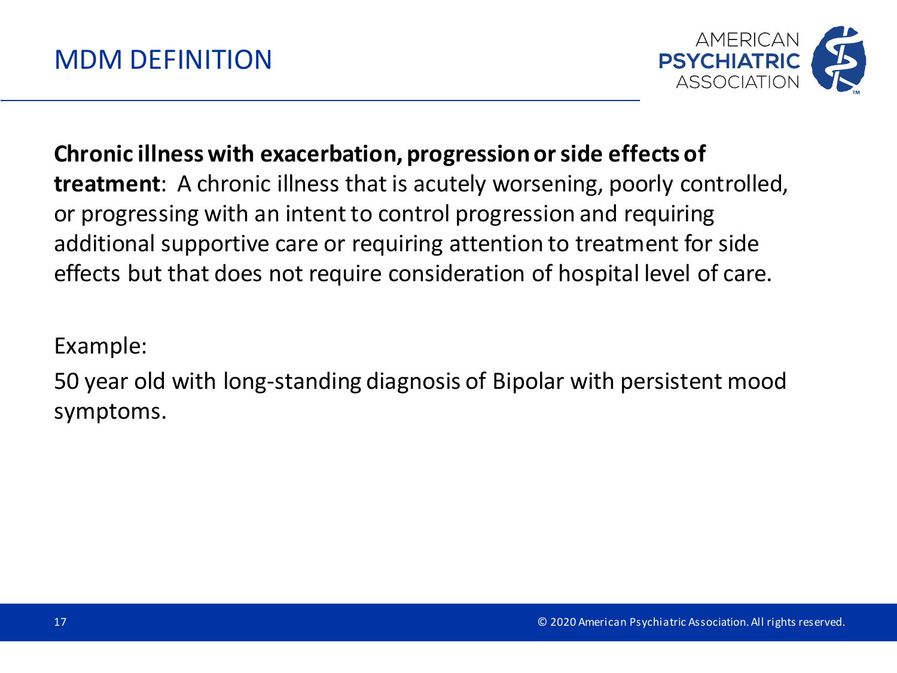# MDM DEFINITION

**Chronic illness with exacerbation, progression or side effects of treatment**: A chronic illness that is acutely worsening, poorly controlled, or progressing with an intent to control progression and requiring additional supportive care or requiring attention to treatment for side effects but that does not require consideration of hospital level of care.

Example:

50 year old with long-standing diagnosis of Bipolar with persistent mood symptoms.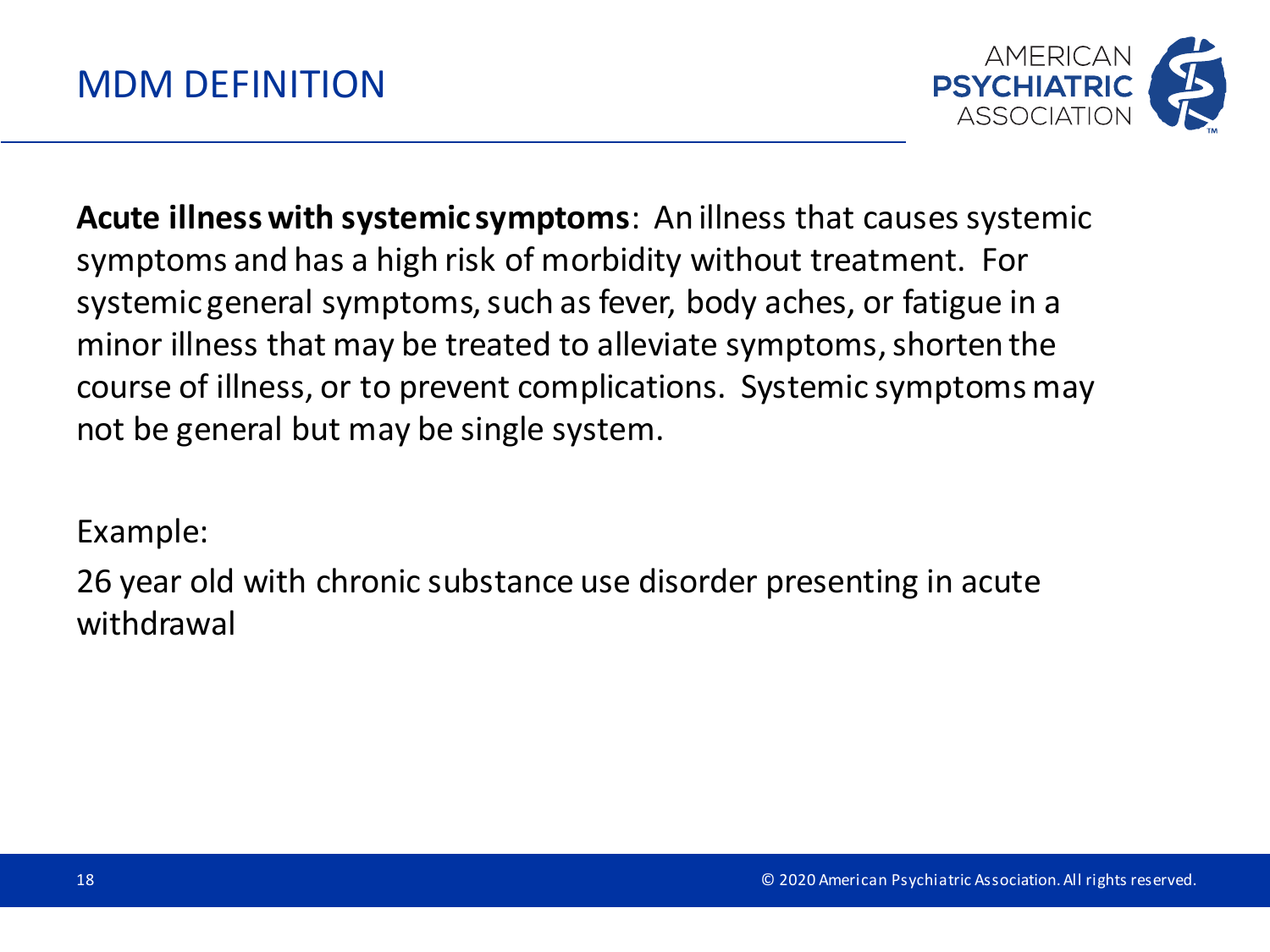# MDM DEFINITION

**Acute illness with systemic symptoms**: An illness that causes systemic symptoms and has a high risk of morbidity without treatment. For systemic general symptoms, such as fever, body aches, or fatigue in a minor illness that may be treated to alleviate symptoms, shorten the course of illness, or to prevent complications. Systemic symptoms may not be general but may be single system.

Example:

26 year old with chronic substance use disorder presenting in acute withdrawal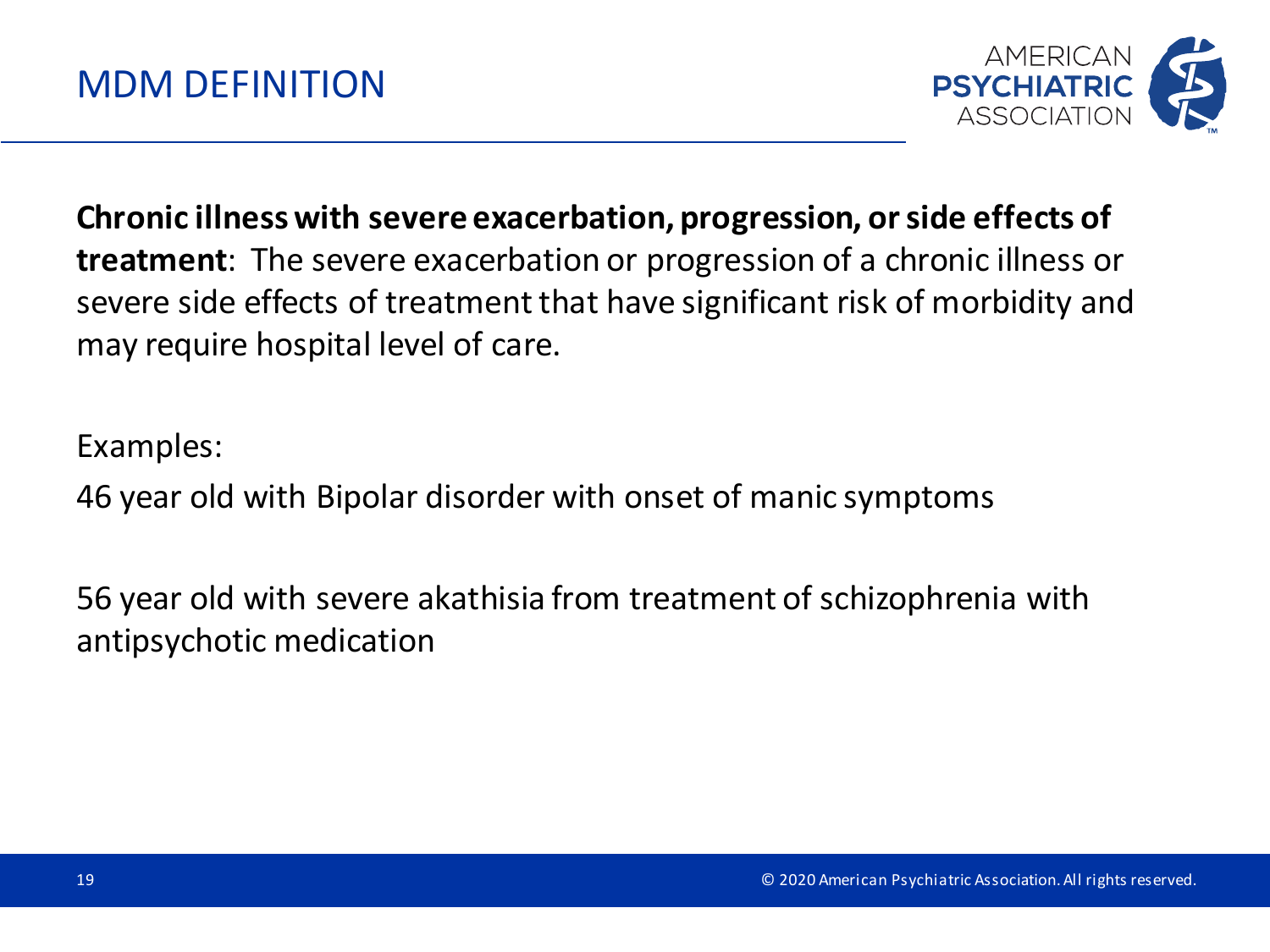# MDM DEFINITION

**Chronic illness with severe exacerbation, progression, or side effects of treatment**: The severe exacerbation or progression of a chronic illness or severe side effects of treatment that have significant risk of morbidity and may require hospital level of care.

Examples:

46 year old with Bipolar disorder with onset of manic symptoms

56 year old with severe akathisia from treatment of schizophrenia with antipsychotic medication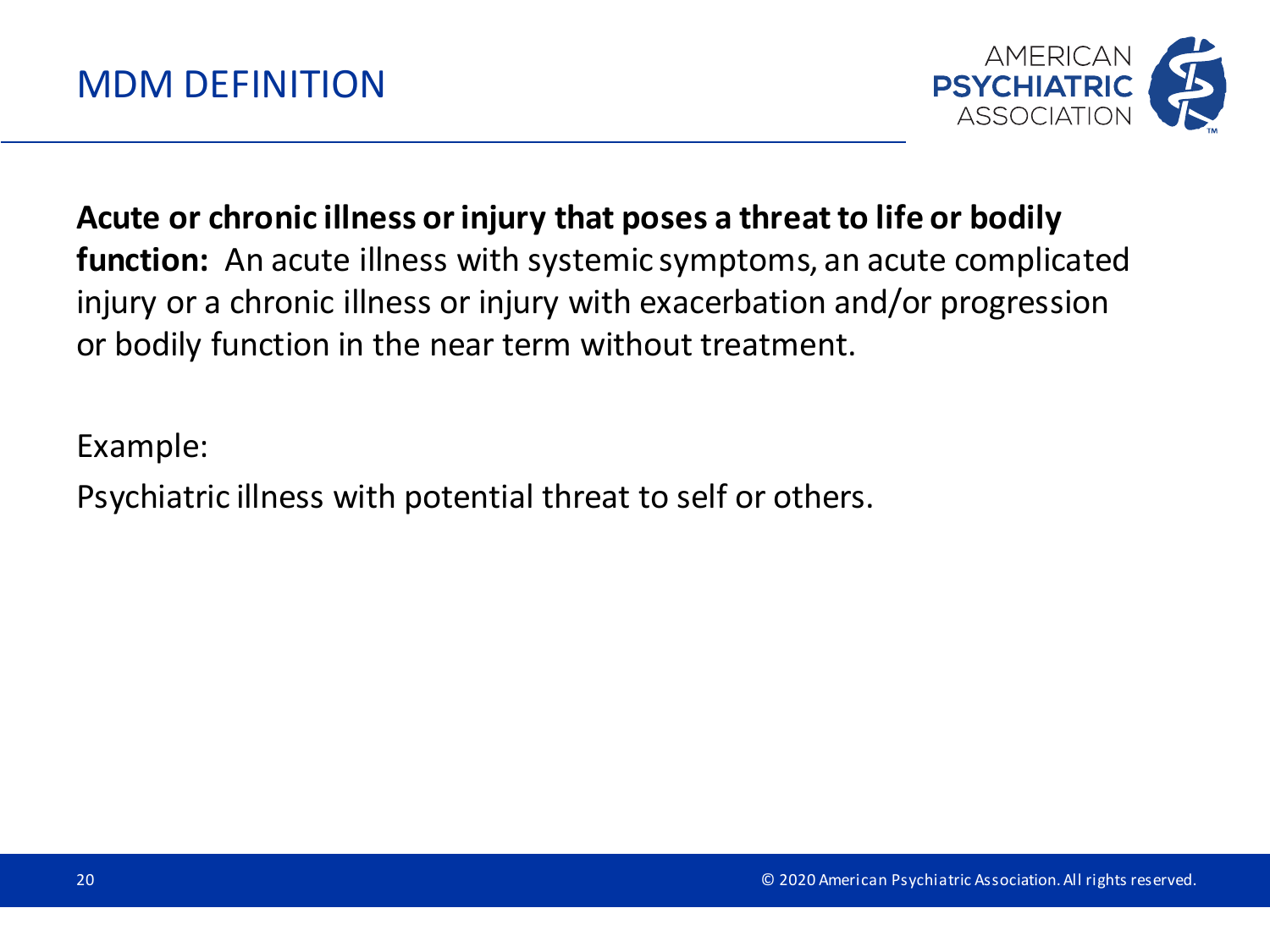# MDM DEFINITION

**Acute or chronic illness or injury that poses a threat to life or bodily function:** An acute illness with systemic symptoms, an acute complicated injury or a chronic illness or injury with exacerbation and/or progression or bodily function in the near term without treatment.

Example:

Psychiatric illness with potential threat to self or others.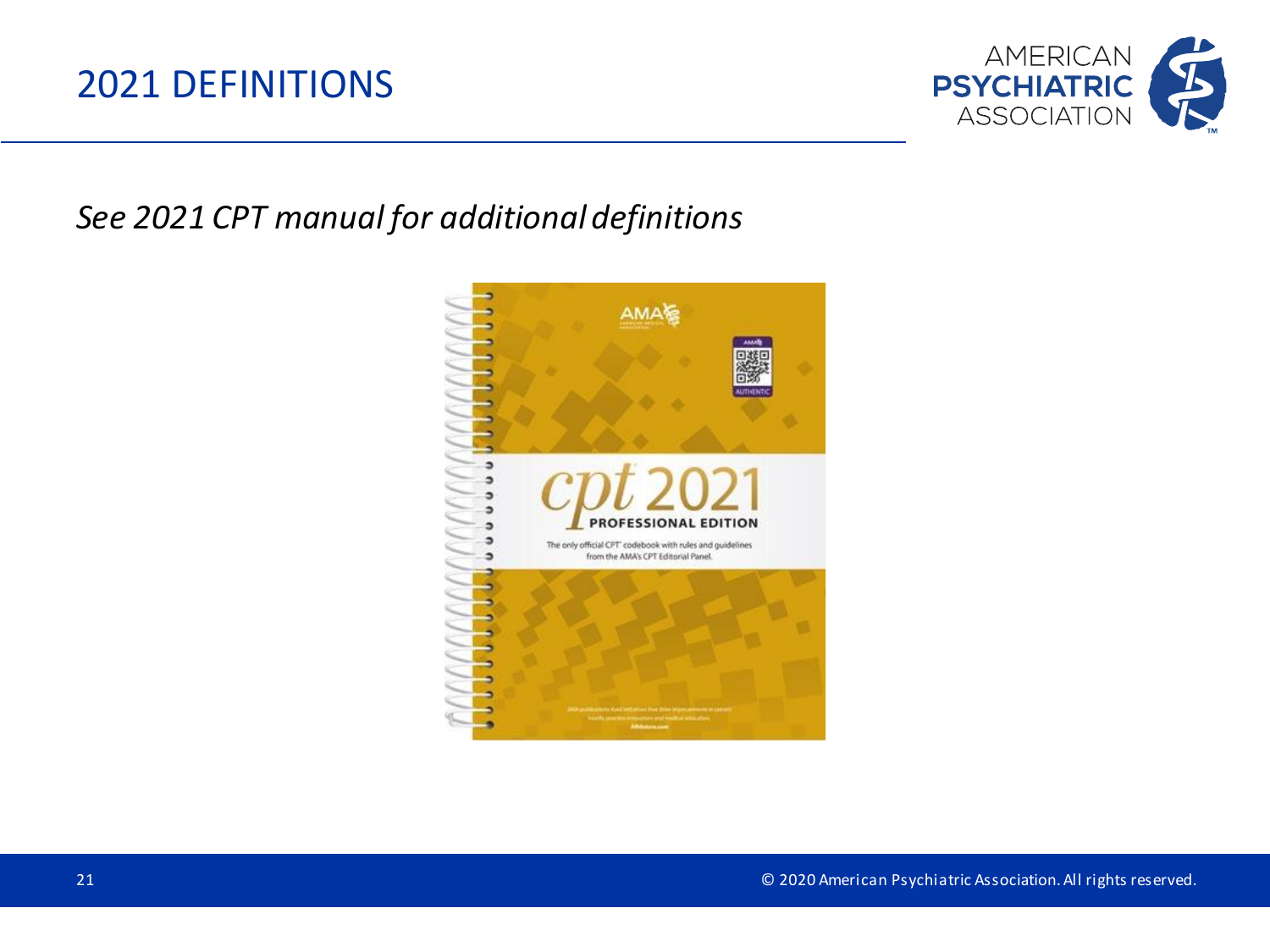# 2021 DEFINITIONS

*See 2021 CPT manual for additional definitions*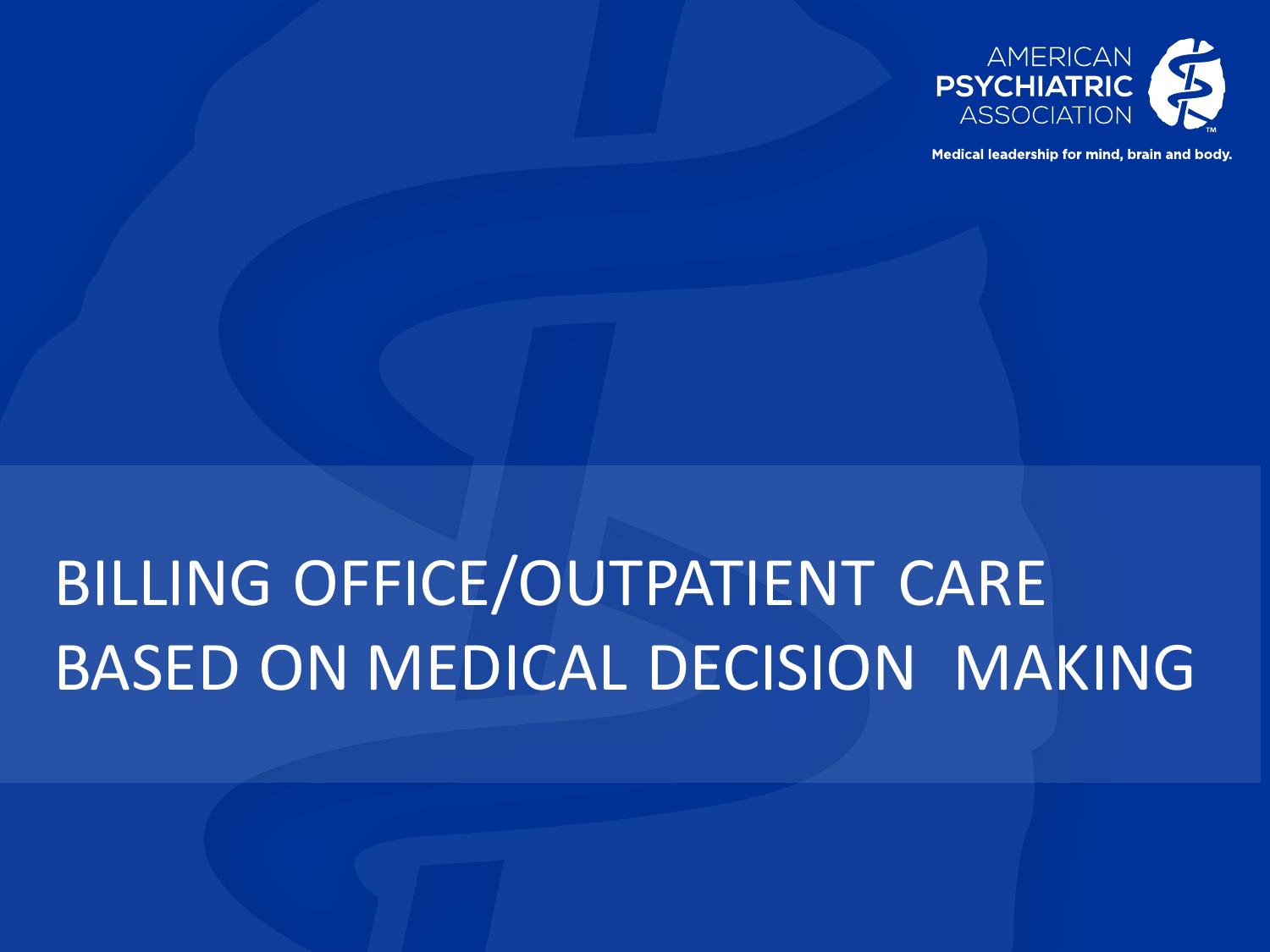# BILLING OFFICE/OUTPATIENT CARE BASED ON MEDICAL DECISION MAKING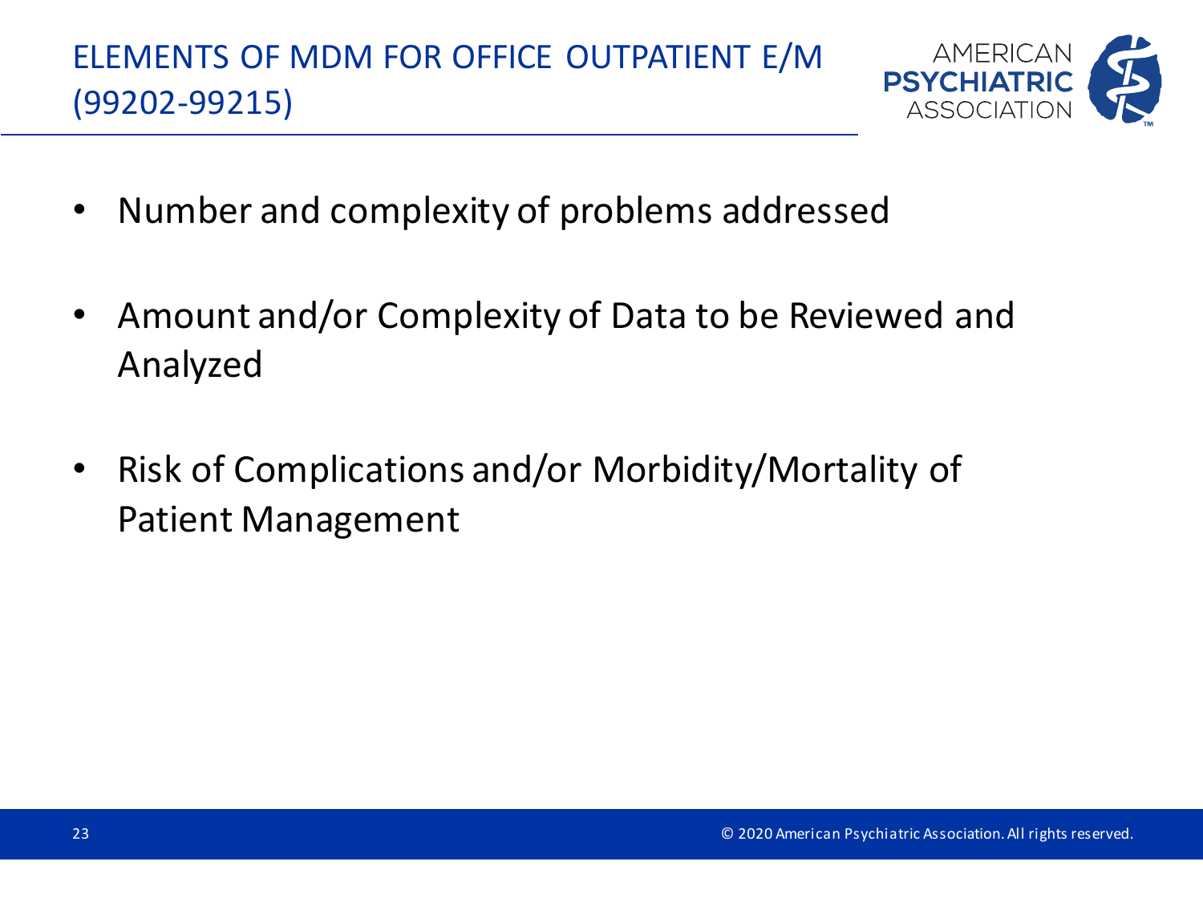# ELEMENTS OF MDM FOR OFFICE OUTPATIENT E/M (99202-99215)

- Number and complexity of problems addressed
- Amount and/or Complexity of Data to be Reviewed and Analyzed
- Risk of Complications and/or Morbidity/Mortality of Patient Management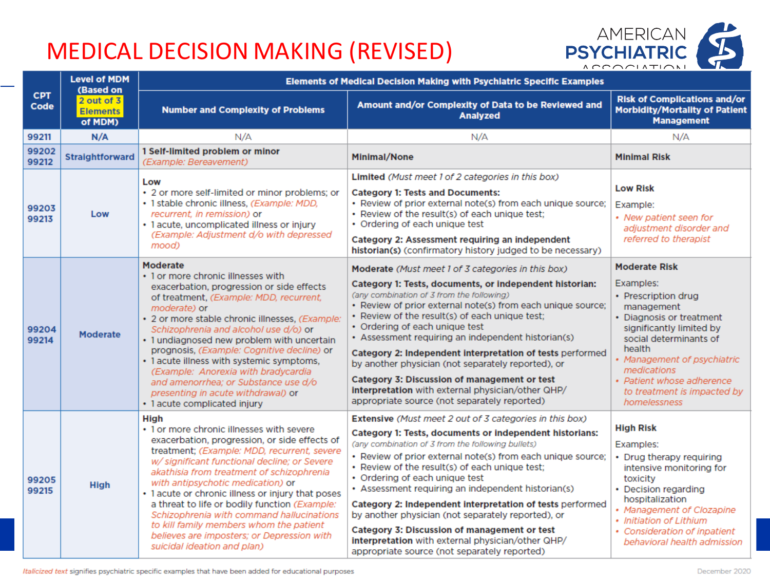# MEDICAL DECISION MAKING (REVISED)

AMERICAN PSYCHIATRIC ASSOCIATION

| CPT Code | Level of MDM (Based on 2 out of 3 Elements of MDM) | Elements of Medical Decision Making with Psychiatric Specific Examples | | |
|---|---|---|---|---|
| | | **Number and Complexity of Problems** | **Amount and/or Complexity of Data to be Reviewed and Analyzed** | **Risk of Complications and/or Morbidity/Mortality of Patient Management** |
| 99211 | N/A | N/A | N/A | N/A |
| 99202 99212 | Straightforward | **1 Self-limited problem or minor** *(Example: Bereavement)* | **Minimal/None** | **Minimal Risk** |
| 99203 99213 | Low | **Low** • 2 or more self-limited or minor problems; or • 1 stable chronic illness, *(Example: MDD, recurrent, in remission)* or • 1 acute, uncomplicated illness or injury *(Example: Adjustment d/o with depressed mood)* | **Limited** *(Must meet 1 of 2 categories in this box)* **Category 1: Tests and Documents:** • Review of prior external note(s) from each unique source; • Review of the result(s) of each unique test; • Ordering of each unique test **Category 2: Assessment requiring an independent historian(s)** (confirmatory history judged to be necessary) | **Low Risk** Example: • *New patient seen for adjustment disorder and referred to therapist* |
| 99204 99214 | Moderate | **Moderate** • 1 or more chronic illnesses with exacerbation, progression or side effects of treatment, *(Example: MDD, recurrent, moderate)* or • 2 or more stable chronic illnesses, *(Example: Schizophrenia and alcohol use d/o)* or • 1 undiagnosed new problem with uncertain prognosis, *(Example: Cognitive decline)* or • 1 acute illness with systemic symptoms, *(Example: Anorexia with bradycardia and amenorrhea; or Substance use d/o presenting in acute withdrawal)* or • 1 acute complicated injury | **Moderate** *(Must meet 1 of 3 categories in this box)* **Category 1: Tests, documents, or independent historian:** *(any combination of 3 from the following)* • Review of prior external note(s) from each unique source; • Review of the result(s) of each unique test; • Ordering of each unique test • Assessment requiring an independent historian(s) **Category 2: Independent interpretation of tests** performed by another physician (not separately reported), or **Category 3: Discussion of management or test interpretation** with external physician/other QHP/ appropriate source (not separately reported) | **Moderate Risk** Examples: • Prescription drug management • Diagnosis or treatment significantly limited by social determinants of health • *Management of psychiatric medications* • *Patient whose adherence to treatment is impacted by homelessness* |
| 99205 99215 | High | **High** • 1 or more chronic illnesses with severe exacerbation, progression, or side effects of treatment; *(Example: MDD, recurrent, severe w/ significant functional decline; or Severe akathisia from treatment of schizophrenia with antipsychotic medication)* or • 1 acute or chronic illness or injury that poses a threat to life or bodily function *(Example: Schizophrenia with command hallucinations to kill family members whom the patient believes are imposters; or Depression with suicidal ideation and plan)* | **Extensive** *(Must meet 2 out of 3 categories in this box)* **Category 1: Tests, documents or independent historians:** *(any combination of 3 from the following bullets)* • Review of prior external note(s) from each unique source; • Review of the result(s) of each unique test; • Ordering of each unique test • Assessment requiring an independent historian(s) **Category 2: Independent interpretation of tests** performed by another physician (not separately reported), or **Category 3: Discussion of management or test interpretation** with external physician/other QHP/ appropriate source (not separately reported) | **High Risk** Examples: • Drug therapy requiring intensive monitoring for toxicity • Decision regarding hospitalization • *Management of Clozapine* • *Initiation of Lithium* • *Consideration of inpatient behavioral health admission* |

*Italicized text* signifies psychiatric specific examples that have been added for educational purposes

December 2020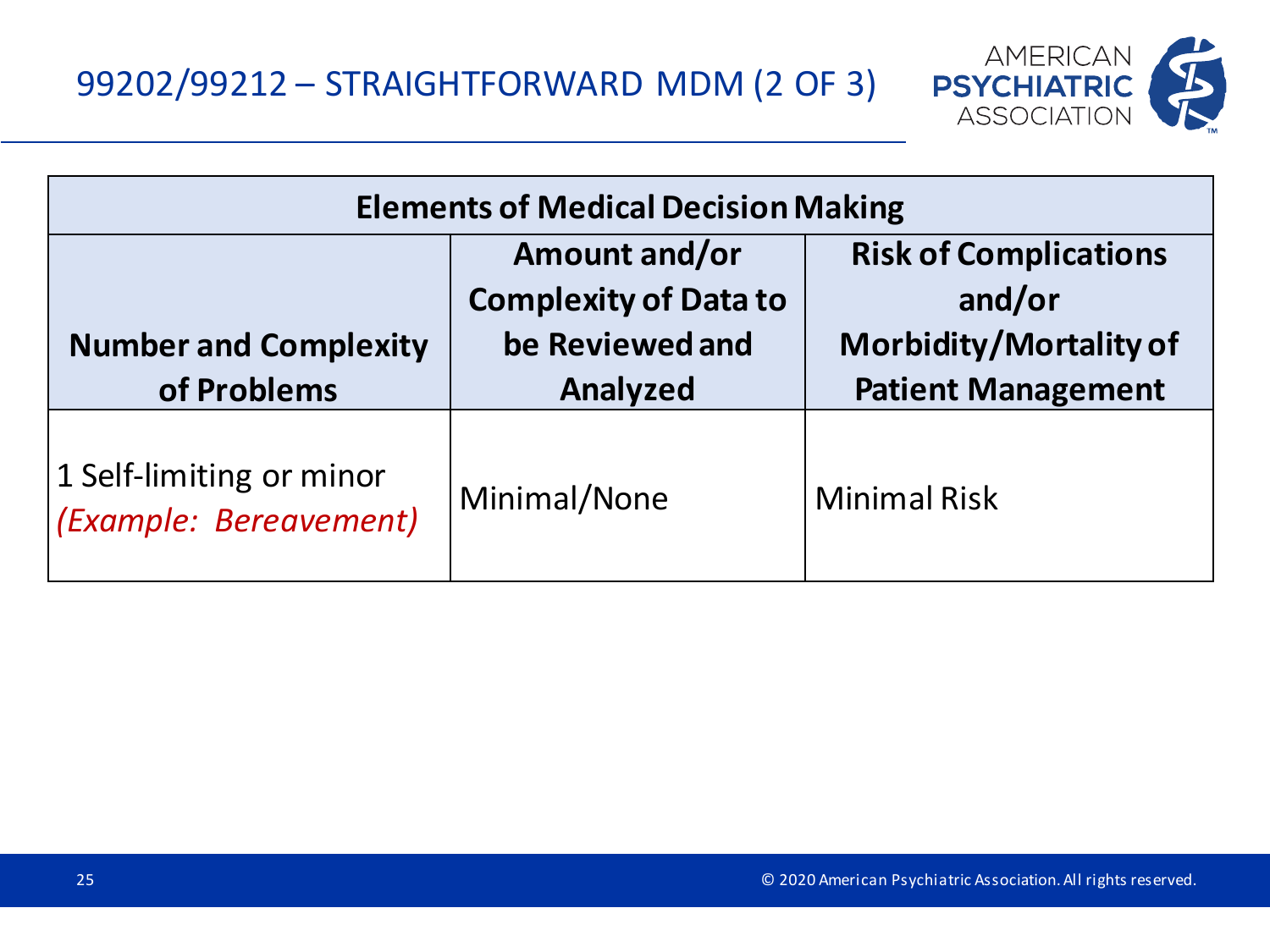# 99202/99212 – STRAIGHTFORWARD MDM (2 OF 3)

| Elements of Medical Decision Making | | |
|---|---|---|
| **Number and Complexity of Problems** | **Amount and/or Complexity of Data to be Reviewed and Analyzed** | **Risk of Complications and/or Morbidity/Mortality of Patient Management** |
| 1 Self-limiting or minor *(Example: Bereavement)* | Minimal/None | Minimal Risk |

© 2020 American Psychiatric Association. All rights reserved.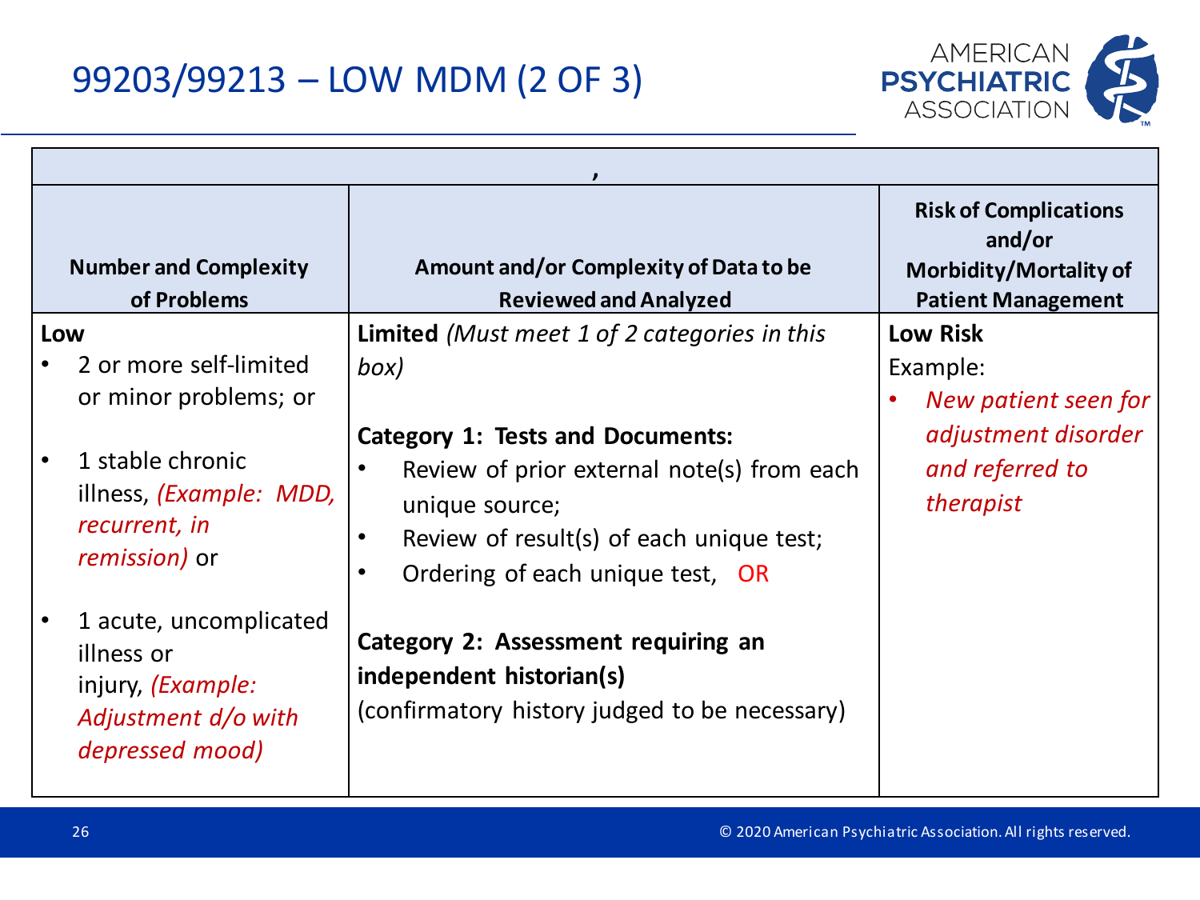# 99203/99213 – LOW MDM (2 OF 3)

| Number and Complexity of Problems | Amount and/or Complexity of Data to be Reviewed and Analyzed | Risk of Complications and/or Morbidity/Mortality of Patient Management |
|---|---|---|
| **Low**<br>• 2 or more self-limited or minor problems; or<br>• 1 stable chronic illness, *(Example: MDD, recurrent, in remission)* or<br>• 1 acute, uncomplicated illness or injury, *(Example: Adjustment d/o with depressed mood)* | **Limited** *(Must meet 1 of 2 categories in this box)*<br><br>**Category 1: Tests and Documents:**<br>• Review of prior external note(s) from each unique source;<br>• Review of result(s) of each unique test;<br>• Ordering of each unique test, OR<br><br>**Category 2: Assessment requiring an independent historian(s)**<br>(confirmatory history judged to be necessary) | **Low Risk**<br>Example:<br>• *New patient seen for adjustment disorder and referred to therapist* |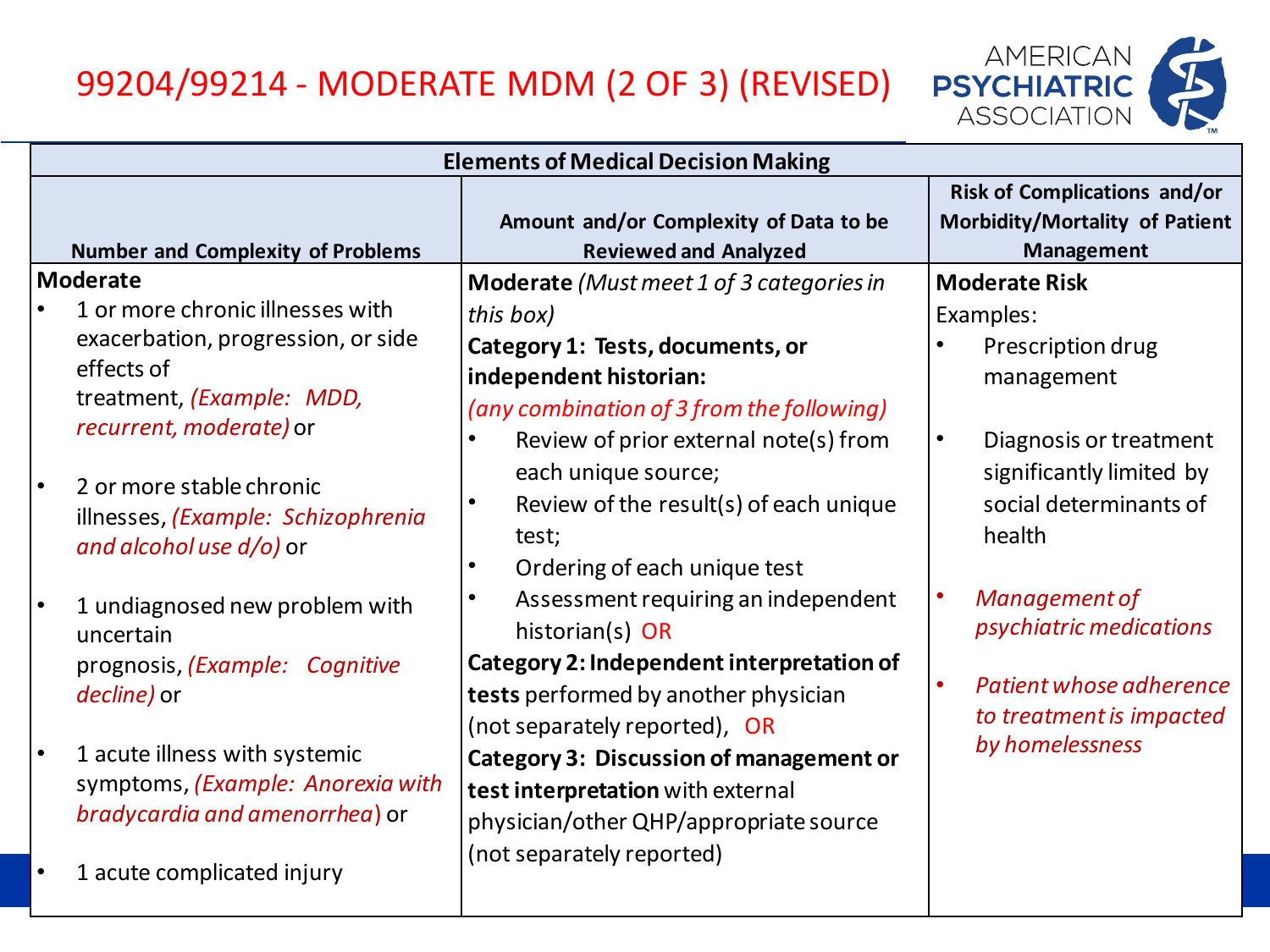# 99204/99214 - MODERATE MDM (2 OF 3) (REVISED)

| Elements of Medical Decision Making | | |
|---|---|---|
| **Number and Complexity of Problems** | **Amount and/or Complexity of Data to be Reviewed and Analyzed** | **Risk of Complications and/or Morbidity/Mortality of Patient Management** |
| **Moderate**<br>• 1 or more chronic illnesses with exacerbation, progression, or side effects of treatment, *(Example: MDD, recurrent, moderate)* or<br>• 2 or more stable chronic illnesses, *(Example: Schizophrenia and alcohol use d/o)* or<br>• 1 undiagnosed new problem with uncertain prognosis, *(Example: Cognitive decline)* or<br>• 1 acute illness with systemic symptoms, *(Example: Anorexia with bradycardia and amenorrhea)* or<br>• 1 acute complicated injury | **Moderate** *(Must meet 1 of 3 categories in this box)*<br>**Category 1: Tests, documents, or independent historian:**<br>*(any combination of 3 from the following)*<br>• Review of prior external note(s) from each unique source;<br>• Review of the result(s) of each unique test;<br>• Ordering of each unique test<br>• Assessment requiring an independent historian(s) OR<br>**Category 2: Independent interpretation of tests** performed by another physician (not separately reported), OR<br>**Category 3: Discussion of management or test interpretation** with external physician/other QHP/appropriate source (not separately reported) | **Moderate Risk**<br>Examples:<br>• Prescription drug management<br>• Diagnosis or treatment significantly limited by social determinants of health<br>• *Management of psychiatric medications*<br>• *Patient whose adherence to treatment is impacted by homelessness* |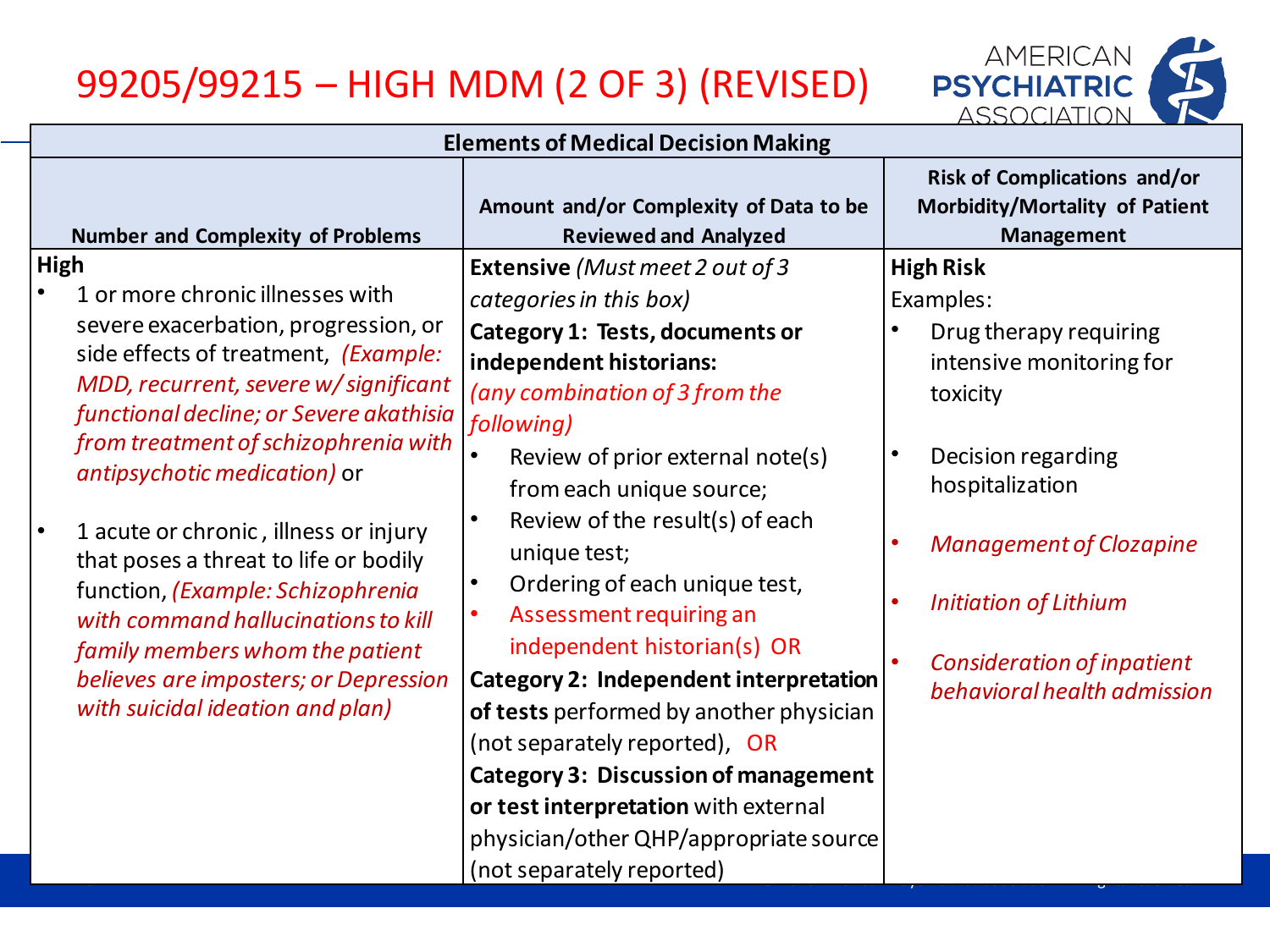# 99205/99215 – HIGH MDM (2 OF 3) (REVISED)

AMERICAN PSYCHIATRIC ASSOCIATION

| Elements of Medical Decision Making | | |
|---|---|---|
| **Number and Complexity of Problems** | **Amount and/or Complexity of Data to be Reviewed and Analyzed** | **Risk of Complications and/or Morbidity/Mortality of Patient Management** |
| **High**<br>• 1 or more chronic illnesses with severe exacerbation, progression, or side effects of treatment, *(Example: MDD, recurrent, severe w/ significant functional decline; or Severe akathisia from treatment of schizophrenia with antipsychotic medication)* or<br>• 1 acute or chronic, illness or injury that poses a threat to life or bodily function, *(Example: Schizophrenia with command hallucinations to kill family members whom the patient believes are imposters; or Depression with suicidal ideation and plan)* | **Extensive** *(Must meet 2 out of 3 categories in this box)*<br>**Category 1: Tests, documents or independent historians:** *(any combination of 3 from the following)*<br>• Review of prior external note(s) from each unique source;<br>• Review of the result(s) of each unique test;<br>• Ordering of each unique test,<br>• Assessment requiring an independent historian(s) OR<br>**Category 2: Independent interpretation of tests** performed by another physician (not separately reported), OR<br>**Category 3: Discussion of management or test interpretation** with external physician/other QHP/appropriate source (not separately reported) | **High Risk**<br>Examples:<br>• Drug therapy requiring intensive monitoring for toxicity<br>• Decision regarding hospitalization<br>• *Management of Clozapine*<br>• *Initiation of Lithium*<br>• *Consideration of inpatient behavioral health admission* |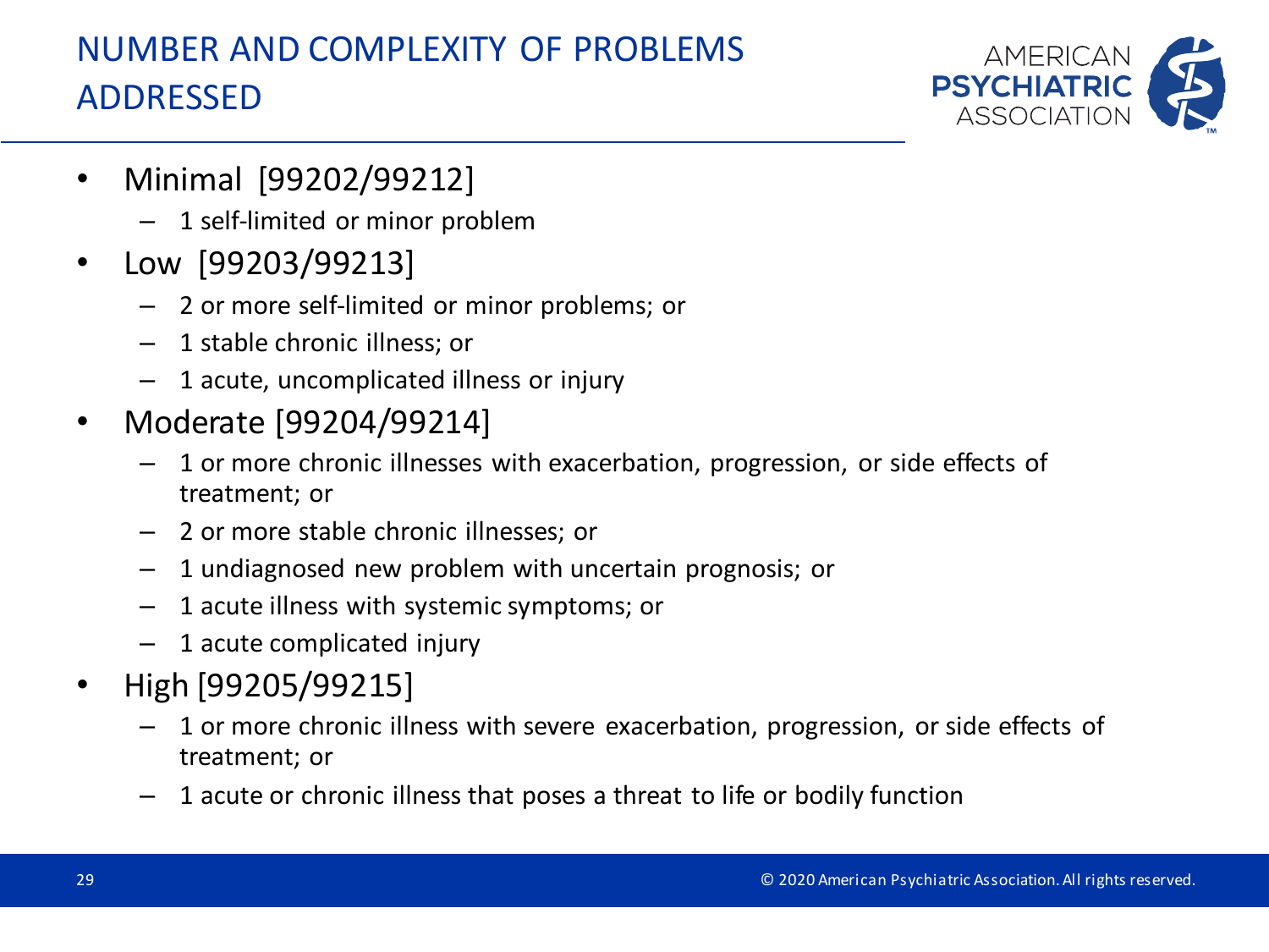# NUMBER AND COMPLEXITY OF PROBLEMS ADDRESSED

- Minimal [99202/99212]
  - 1 self-limited or minor problem
- Low [99203/99213]
  - 2 or more self-limited or minor problems; or
  - 1 stable chronic illness; or
  - 1 acute, uncomplicated illness or injury
- Moderate [99204/99214]
  - 1 or more chronic illnesses with exacerbation, progression, or side effects of treatment; or
  - 2 or more stable chronic illnesses; or
  - 1 undiagnosed new problem with uncertain prognosis; or
  - 1 acute illness with systemic symptoms; or
  - 1 acute complicated injury
- High [99205/99215]
  - 1 or more chronic illness with severe exacerbation, progression, or side effects of treatment; or
  - 1 acute or chronic illness that poses a threat to life or bodily function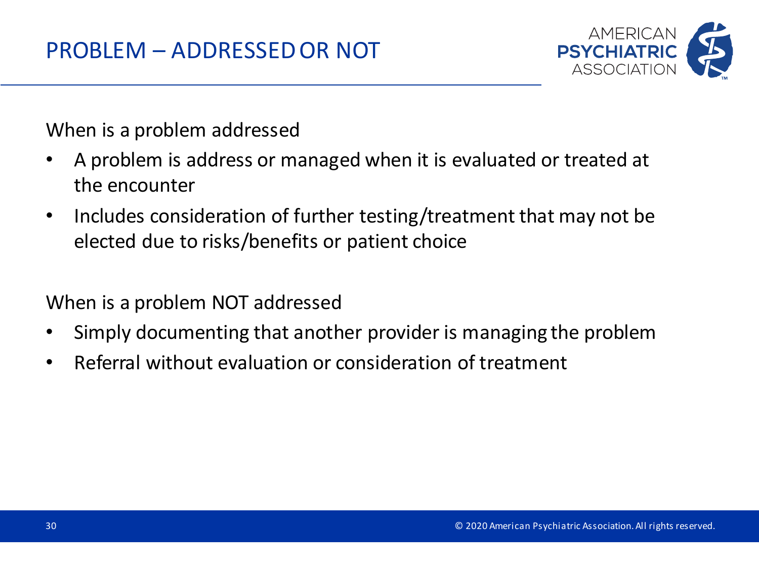# PROBLEM – ADDRESSED OR NOT

When is a problem addressed

- A problem is address or managed when it is evaluated or treated at the encounter
- Includes consideration of further testing/treatment that may not be elected due to risks/benefits or patient choice

When is a problem NOT addressed

- Simply documenting that another provider is managing the problem
- Referral without evaluation or consideration of treatment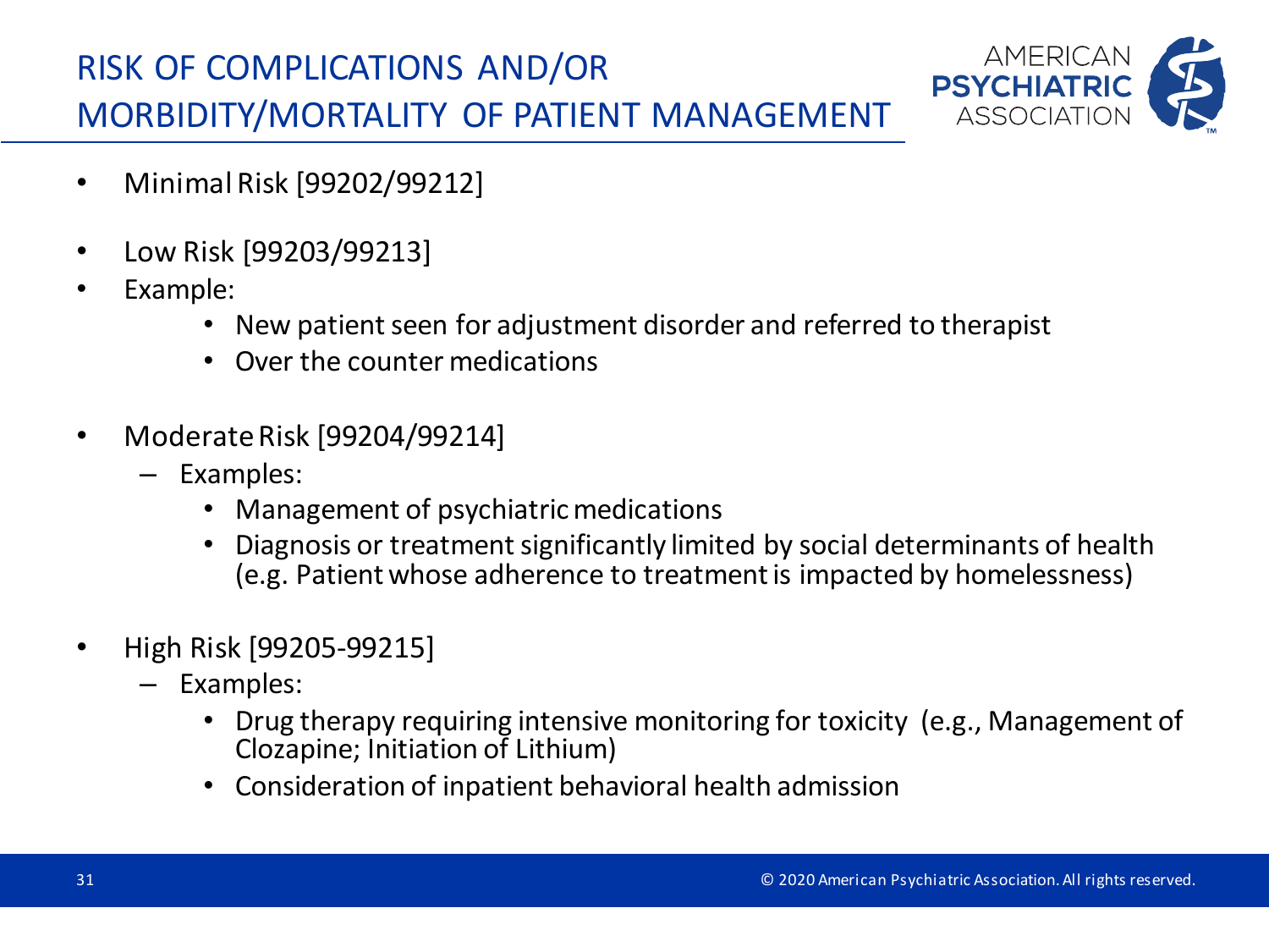# RISK OF COMPLICATIONS AND/OR MORBIDITY/MORTALITY OF PATIENT MANAGEMENT

- Minimal Risk [99202/99212]
- Low Risk [99203/99213]
- Example:
  - New patient seen for adjustment disorder and referred to therapist
  - Over the counter medications
- Moderate Risk [99204/99214]
  - Examples:
    - Management of psychiatric medications
    - Diagnosis or treatment significantly limited by social determinants of health (e.g. Patient whose adherence to treatment is impacted by homelessness)
- High Risk [99205-99215]
  - Examples:
    - Drug therapy requiring intensive monitoring for toxicity (e.g., Management of Clozapine; Initiation of Lithium)
    - Consideration of inpatient behavioral health admission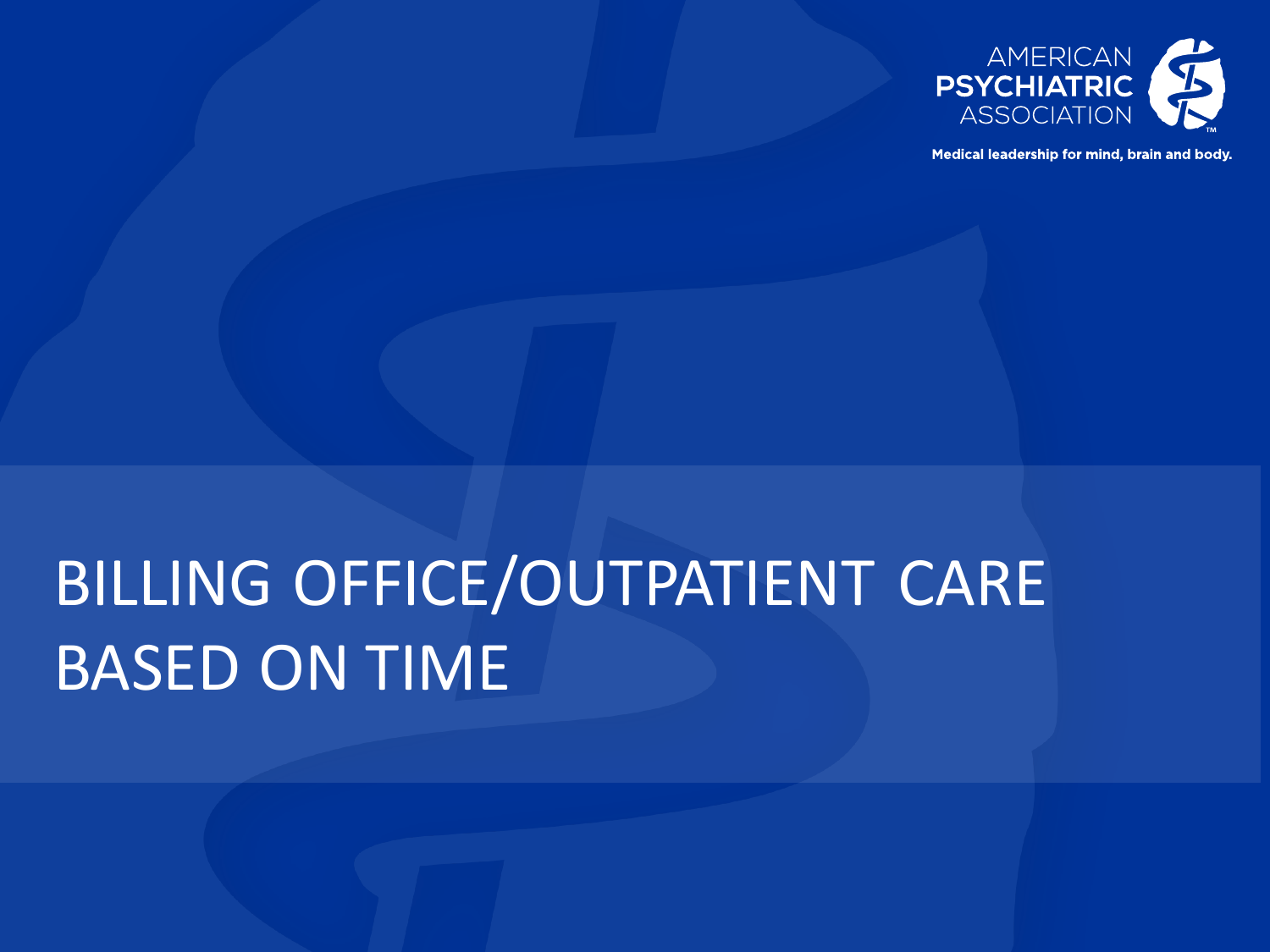# BILLING OFFICE/OUTPATIENT CARE BASED ON TIME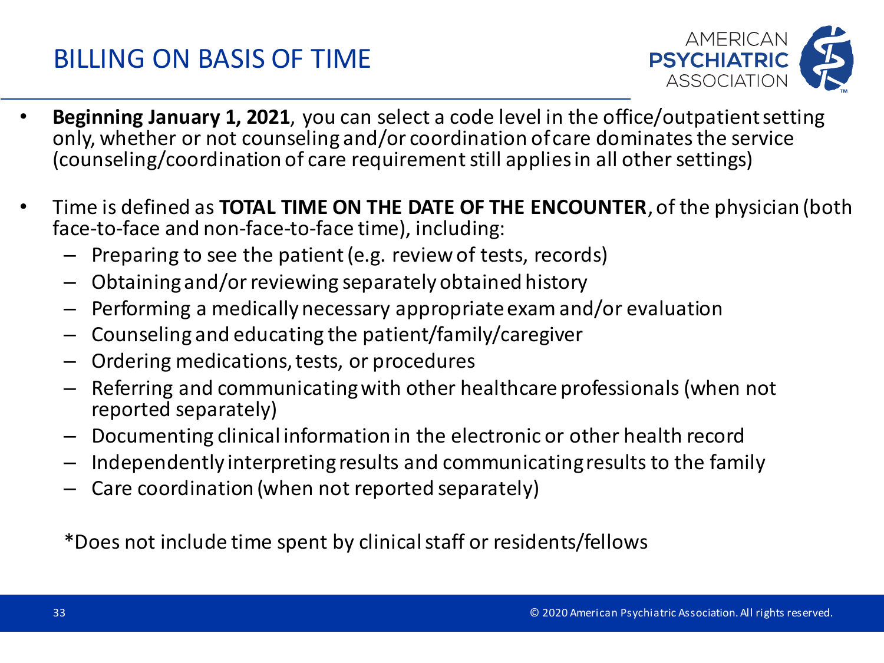# BILLING ON BASIS OF TIME

- **Beginning January 1, 2021**, you can select a code level in the office/outpatient setting only, whether or not counseling and/or coordination of care dominates the service (counseling/coordination of care requirement still applies in all other settings)

- Time is defined as **TOTAL TIME ON THE DATE OF THE ENCOUNTER**, of the physician (both face-to-face and non-face-to-face time), including:
  - Preparing to see the patient (e.g. review of tests, records)
  - Obtaining and/or reviewing separately obtained history
  - Performing a medically necessary appropriate exam and/or evaluation
  - Counseling and educating the patient/family/caregiver
  - Ordering medications, tests, or procedures
  - Referring and communicating with other healthcare professionals (when not reported separately)
  - Documenting clinical information in the electronic or other health record
  - Independently interpreting results and communicating results to the family
  - Care coordination (when not reported separately)

  *Does not include time spent by clinical staff or residents/fellows

© 2020 American Psychiatric Association. All rights reserved.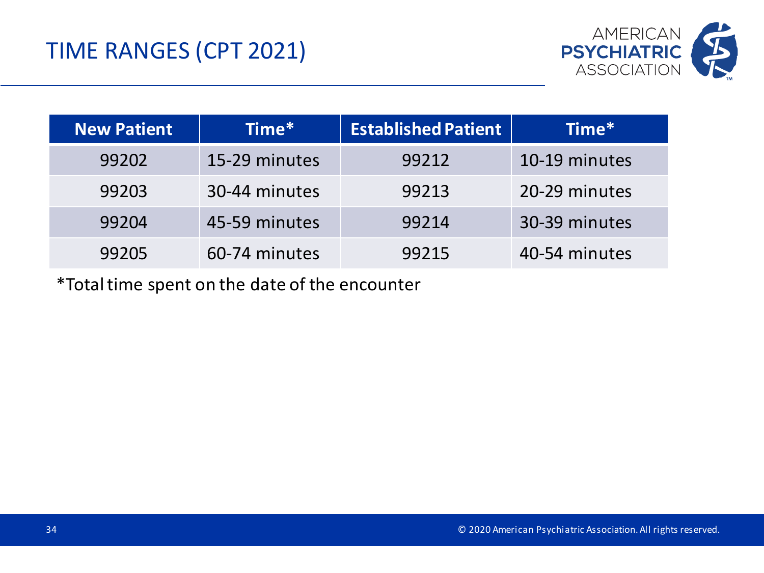# TIME RANGES (CPT 2021)

| New Patient | Time* | Established Patient | Time* |
|---|---|---|---|
| 99202 | 15-29 minutes | 99212 | 10-19 minutes |
| 99203 | 30-44 minutes | 99213 | 20-29 minutes |
| 99204 | 45-59 minutes | 99214 | 30-39 minutes |
| 99205 | 60-74 minutes | 99215 | 40-54 minutes |

*Total time spent on the date of the encounter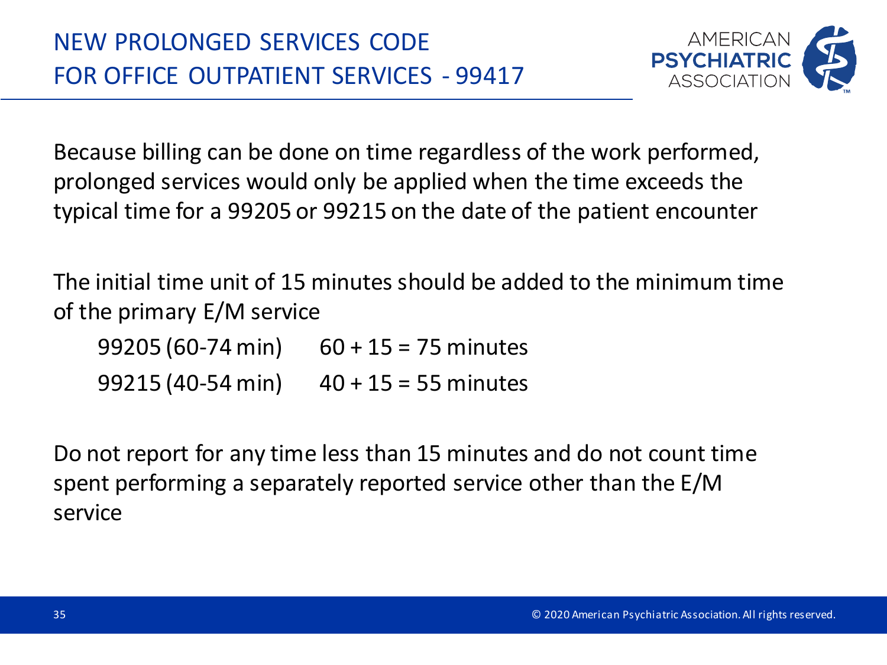# NEW PROLONGED SERVICES CODE FOR OFFICE OUTPATIENT SERVICES - 99417

Because billing can be done on time regardless of the work performed, prolonged services would only be applied when the time exceeds the typical time for a 99205 or 99215 on the date of the patient encounter

The initial time unit of 15 minutes should be added to the minimum time of the primary E/M service

- 99205 (60-74 min)    60 + 15 = 75 minutes
- 99215 (40-54 min)    40 + 15 = 55 minutes

Do not report for any time less than 15 minutes and do not count time spent performing a separately reported service other than the E/M service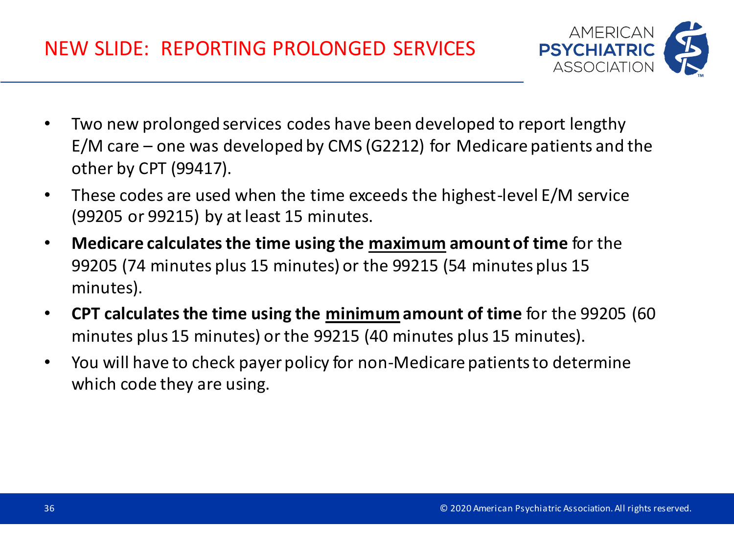# NEW SLIDE: REPORTING PROLONGED SERVICES

- Two new prolonged services codes have been developed to report lengthy E/M care – one was developed by CMS (G2212) for Medicare patients and the other by CPT (99417).
- These codes are used when the time exceeds the highest-level E/M service (99205 or 99215) by at least 15 minutes.
- **Medicare calculates the time using the <u>maximum</u> amount of time** for the 99205 (74 minutes plus 15 minutes) or the 99215 (54 minutes plus 15 minutes).
- **CPT calculates the time using the <u>minimum</u> amount of time** for the 99205 (60 minutes plus 15 minutes) or the 99215 (40 minutes plus 15 minutes).
- You will have to check payer policy for non-Medicare patients to determine which code they are using.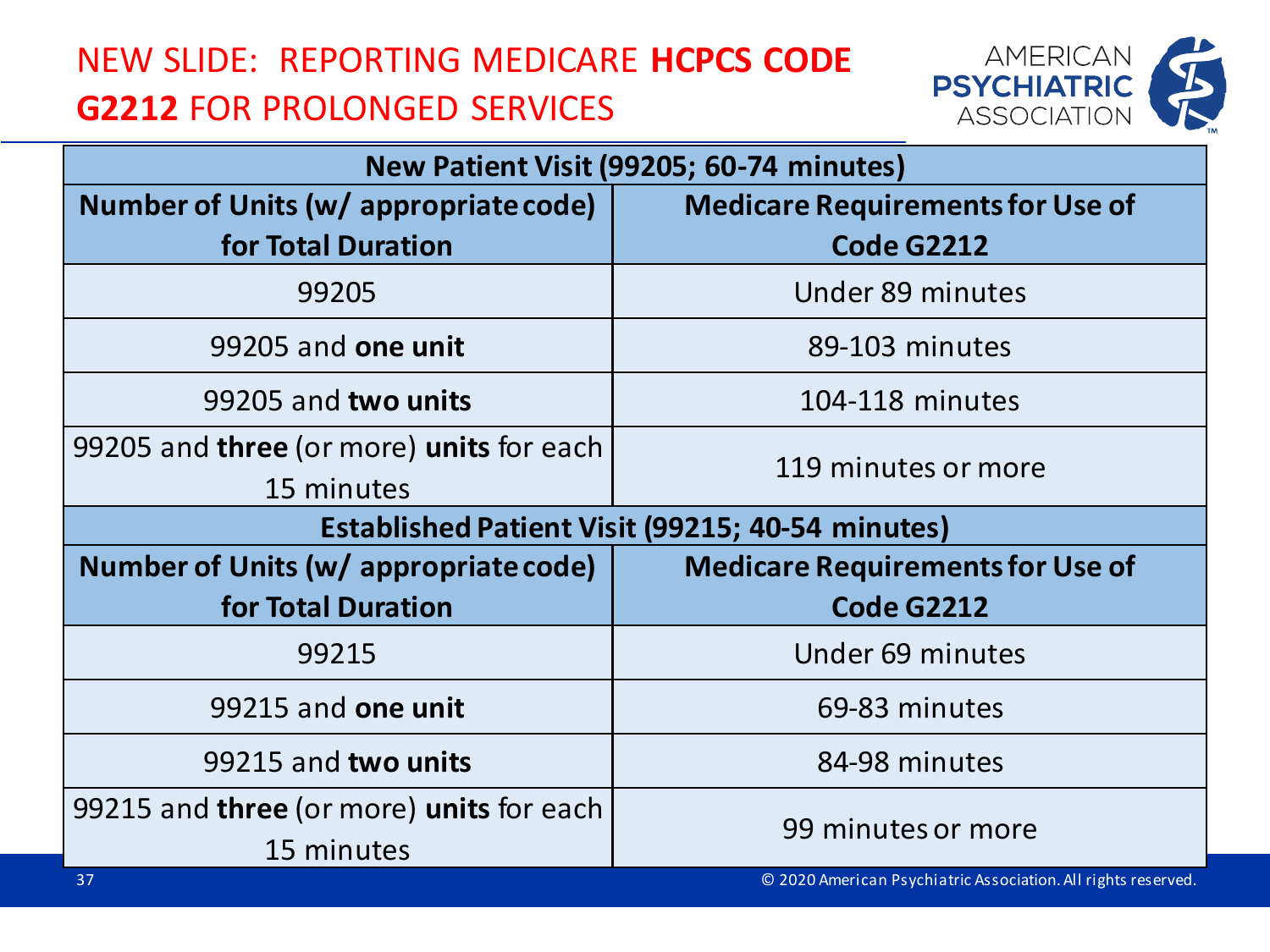# NEW SLIDE: REPORTING MEDICARE **HCPCS CODE G2212** FOR PROLONGED SERVICES

| New Patient Visit (99205; 60-74 minutes) | |
|---|---|
| **Number of Units (w/ appropriate code) for Total Duration** | **Medicare Requirements for Use of Code G2212** |
| 99205 | Under 89 minutes |
| 99205 and **one unit** | 89-103 minutes |
| 99205 and **two units** | 104-118 minutes |
| 99205 and **three** (or more) **units** for each 15 minutes | 119 minutes or more |
| **Established Patient Visit (99215; 40-54 minutes)** | |
| **Number of Units (w/ appropriate code) for Total Duration** | **Medicare Requirements for Use of Code G2212** |
| 99215 | Under 69 minutes |
| 99215 and **one unit** | 69-83 minutes |
| 99215 and **two units** | 84-98 minutes |
| 99215 and **three** (or more) **units** for each 15 minutes | 99 minutes or more |

© 2020 American Psychiatric Association. All rights reserved.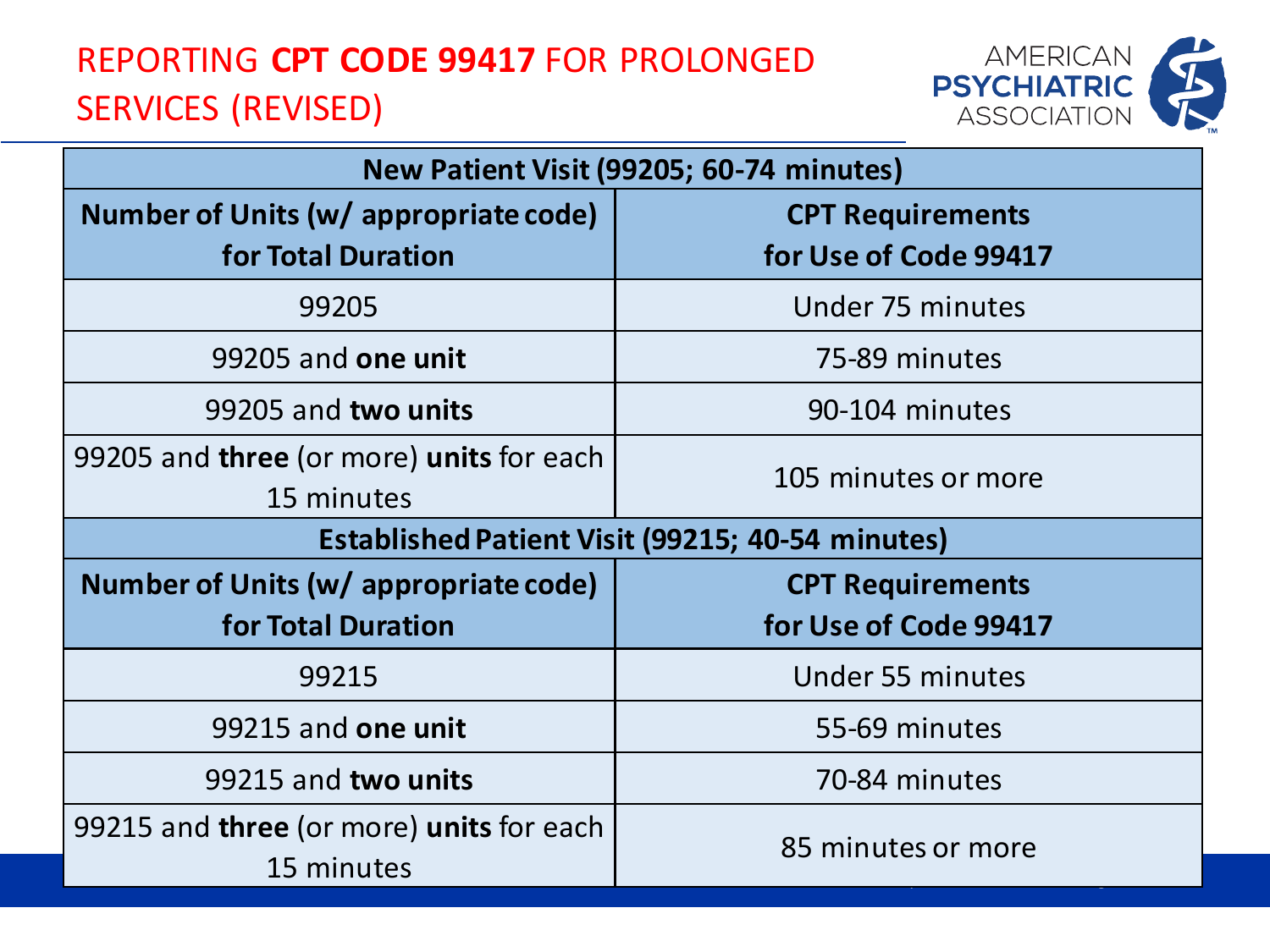# REPORTING **CPT CODE 99417** FOR PROLONGED SERVICES (REVISED)

| New Patient Visit (99205; 60-74 minutes) | |
|---|---|
| **Number of Units (w/ appropriate code) for Total Duration** | **CPT Requirements for Use of Code 99417** |
| 99205 | Under 75 minutes |
| 99205 and **one unit** | 75-89 minutes |
| 99205 and **two units** | 90-104 minutes |
| 99205 and **three** (or more) **units** for each 15 minutes | 105 minutes or more |
| **Established Patient Visit (99215; 40-54 minutes)** | |
| **Number of Units (w/ appropriate code) for Total Duration** | **CPT Requirements for Use of Code 99417** |
| 99215 | Under 55 minutes |
| 99215 and **one unit** | 55-69 minutes |
| 99215 and **two units** | 70-84 minutes |
| 99215 and **three** (or more) **units** for each 15 minutes | 85 minutes or more |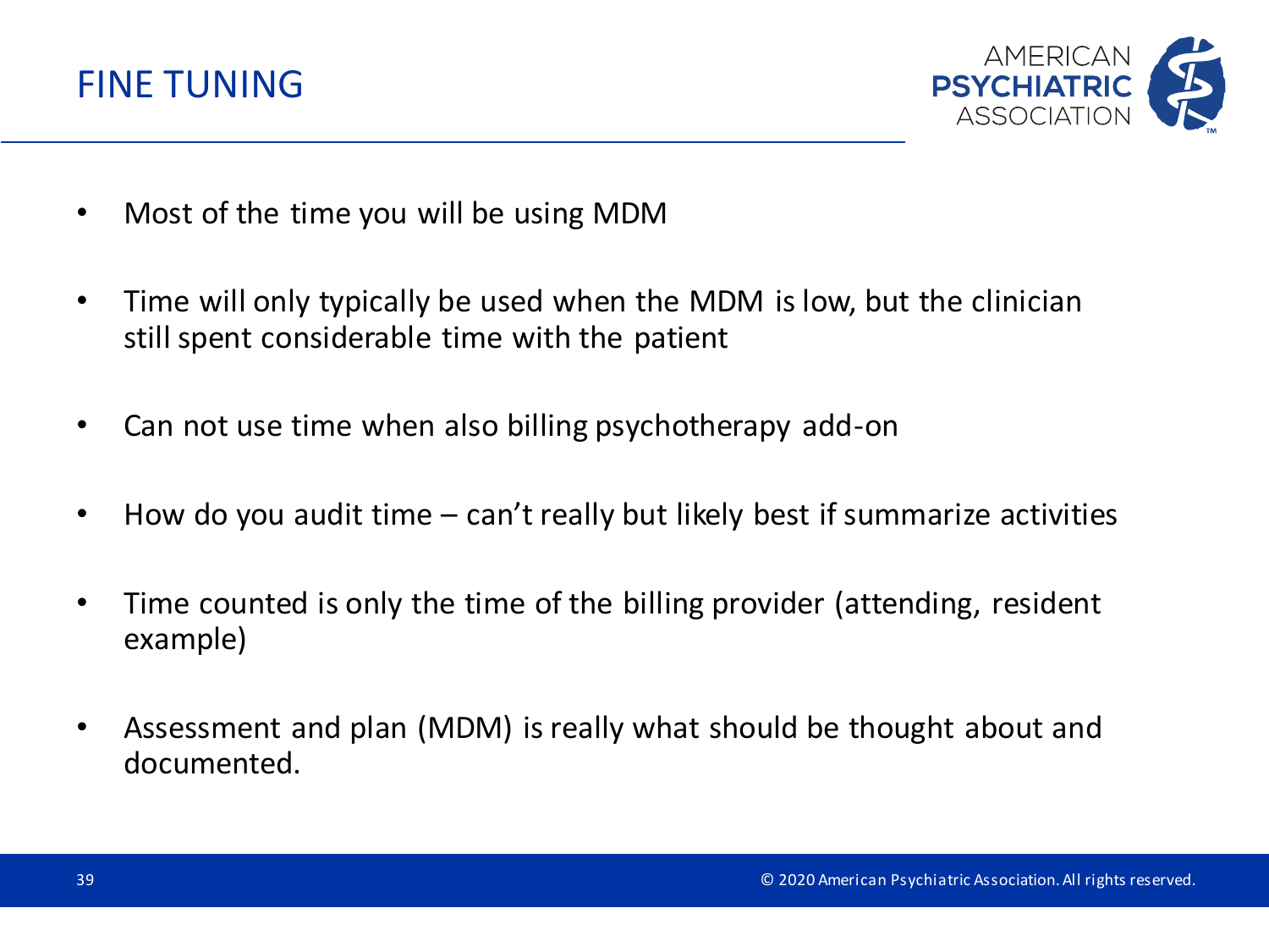# FINE TUNING

- Most of the time you will be using MDM
- Time will only typically be used when the MDM is low, but the clinician still spent considerable time with the patient
- Can not use time when also billing psychotherapy add-on
- How do you audit time – can't really but likely best if summarize activities
- Time counted is only the time of the billing provider (attending, resident example)
- Assessment and plan (MDM) is really what should be thought about and documented.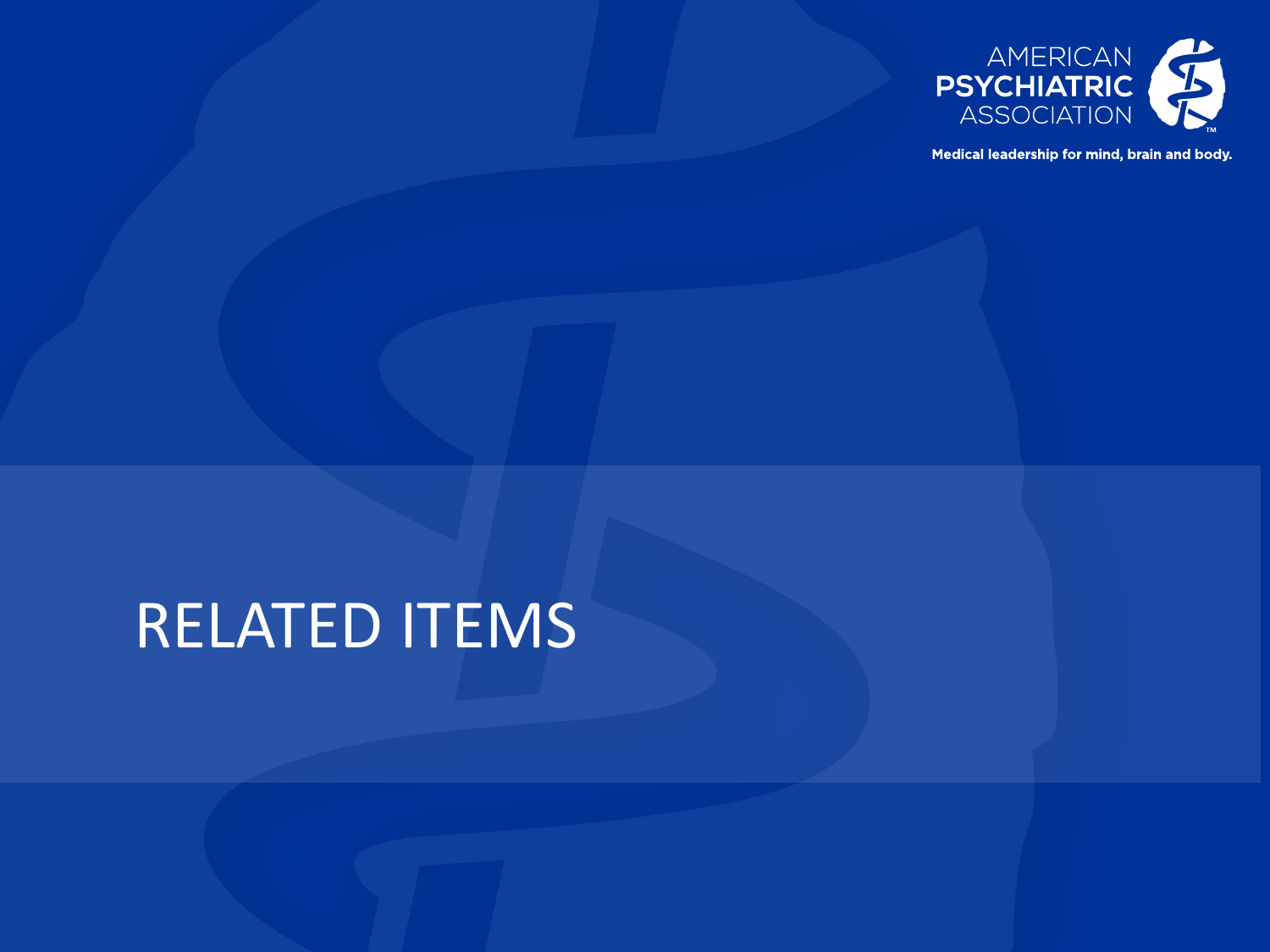AMERICAN
**PSYCHIATRIC**
ASSOCIATION

**Medical leadership for mind, brain and body.**

# RELATED ITEMS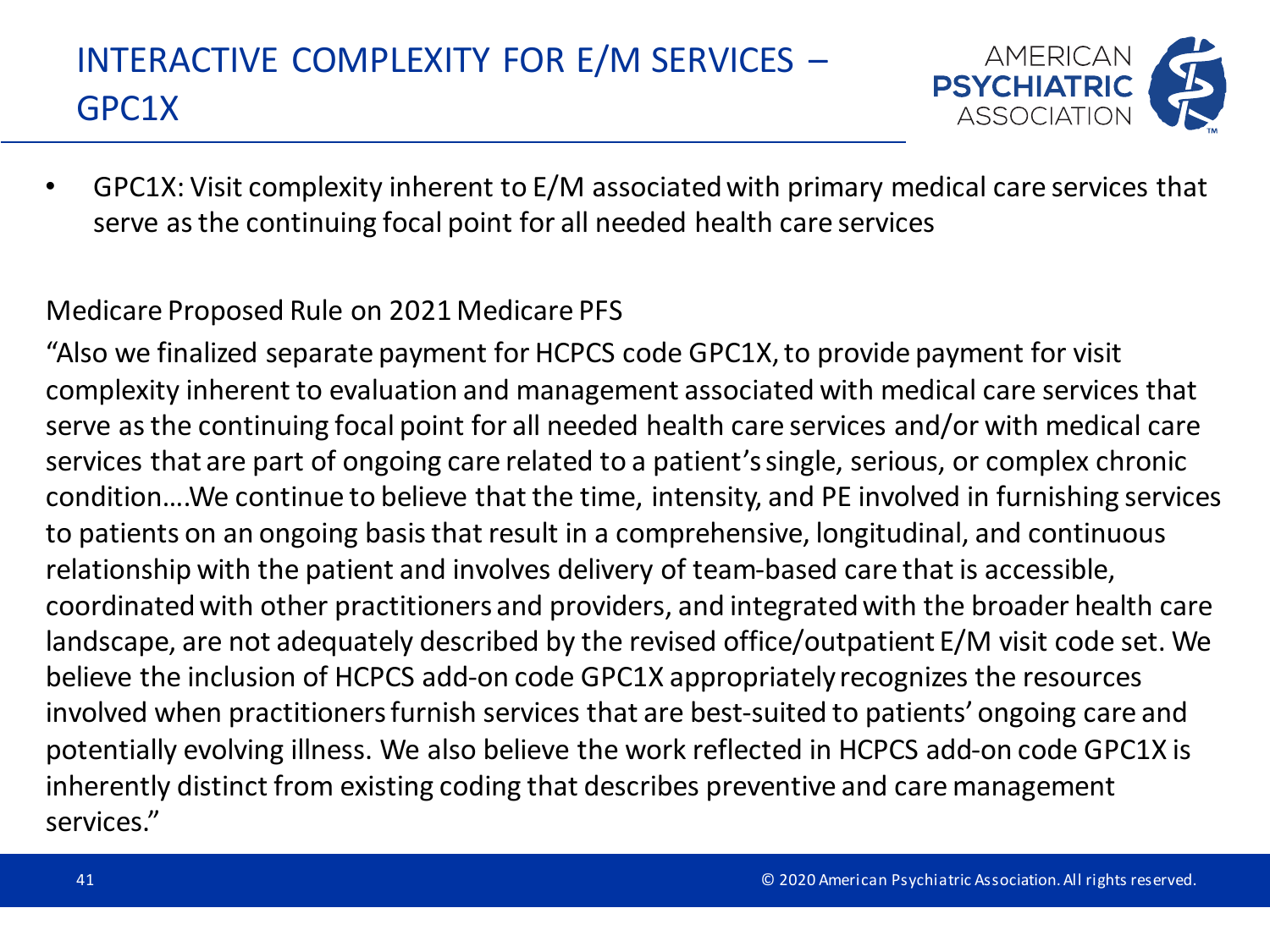# INTERACTIVE COMPLEXITY FOR E/M SERVICES – GPC1X

- GPC1X: Visit complexity inherent to E/M associated with primary medical care services that serve as the continuing focal point for all needed health care services

Medicare Proposed Rule on 2021 Medicare PFS

"Also we finalized separate payment for HCPCS code GPC1X, to provide payment for visit complexity inherent to evaluation and management associated with medical care services that serve as the continuing focal point for all needed health care services and/or with medical care services that are part of ongoing care related to a patient's single, serious, or complex chronic condition….We continue to believe that the time, intensity, and PE involved in furnishing services to patients on an ongoing basis that result in a comprehensive, longitudinal, and continuous relationship with the patient and involves delivery of team-based care that is accessible, coordinated with other practitioners and providers, and integrated with the broader health care landscape, are not adequately described by the revised office/outpatient E/M visit code set. We believe the inclusion of HCPCS add-on code GPC1X appropriately recognizes the resources involved when practitioners furnish services that are best-suited to patients' ongoing care and potentially evolving illness. We also believe the work reflected in HCPCS add-on code GPC1X is inherently distinct from existing coding that describes preventive and care management services."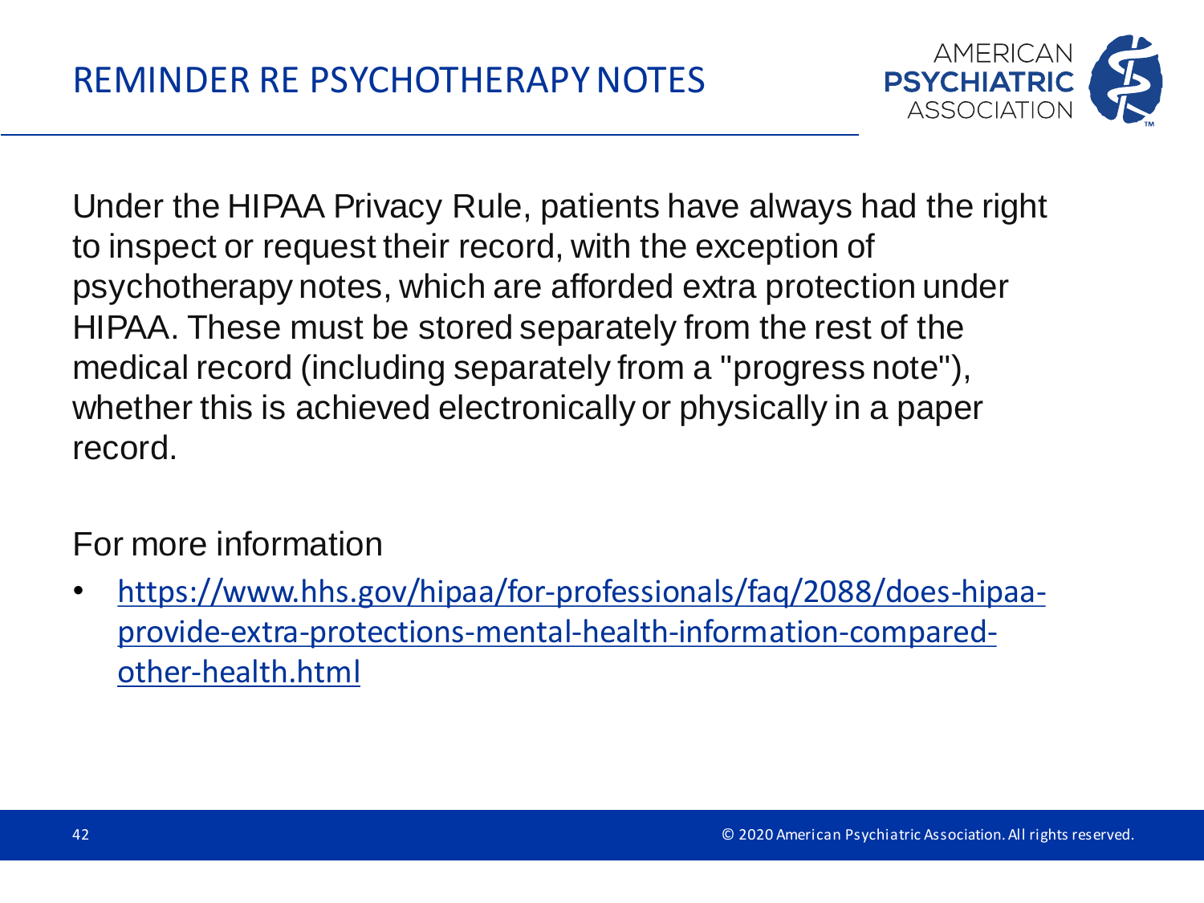# REMINDER RE PSYCHOTHERAPY NOTES

Under the HIPAA Privacy Rule, patients have always had the right to inspect or request their record, with the exception of psychotherapy notes, which are afforded extra protection under HIPAA. These must be stored separately from the rest of the medical record (including separately from a "progress note"), whether this is achieved electronically or physically in a paper record.

For more information

- https://www.hhs.gov/hipaa/for-professionals/faq/2088/does-hipaa-provide-extra-protections-mental-health-information-compared-other-health.html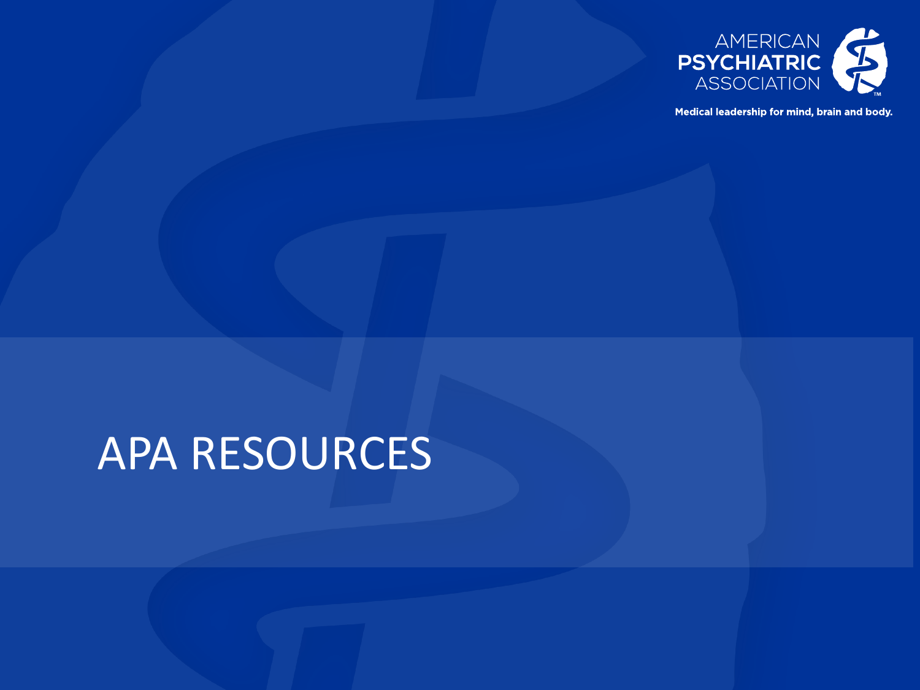# APA RESOURCES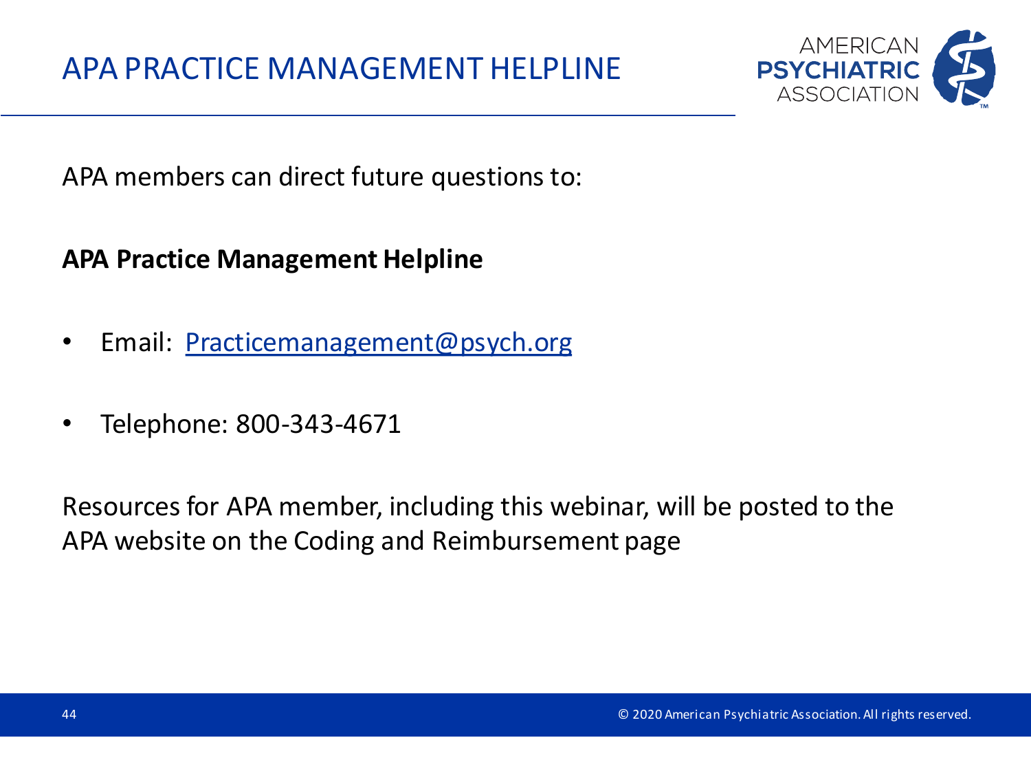# APA PRACTICE MANAGEMENT HELPLINE

APA members can direct future questions to:

**APA Practice Management Helpline**

- Email: Practicemanagement@psych.org
- Telephone: 800-343-4671

Resources for APA member, including this webinar, will be posted to the APA website on the Coding and Reimbursement page